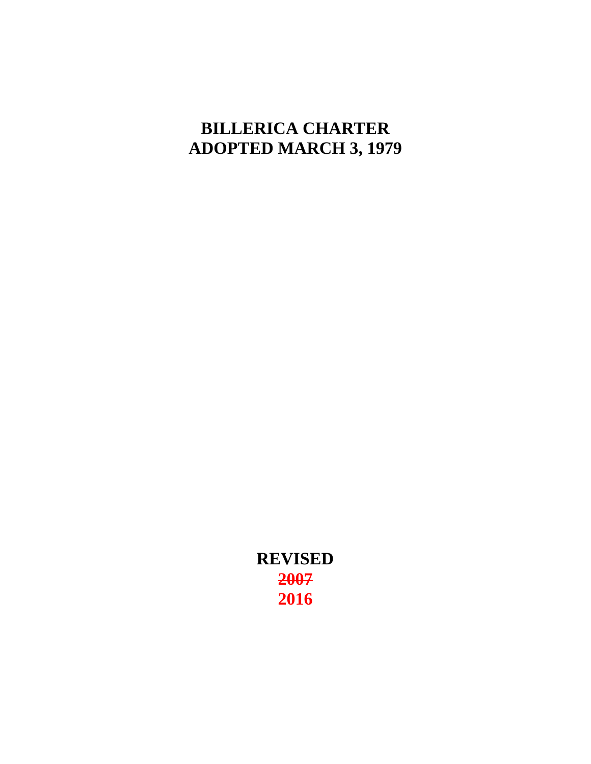# BILLERICA CHARTER
# ADOPTED MARCH 3, 1979

**REVISED**

**~~2007~~**

**2016**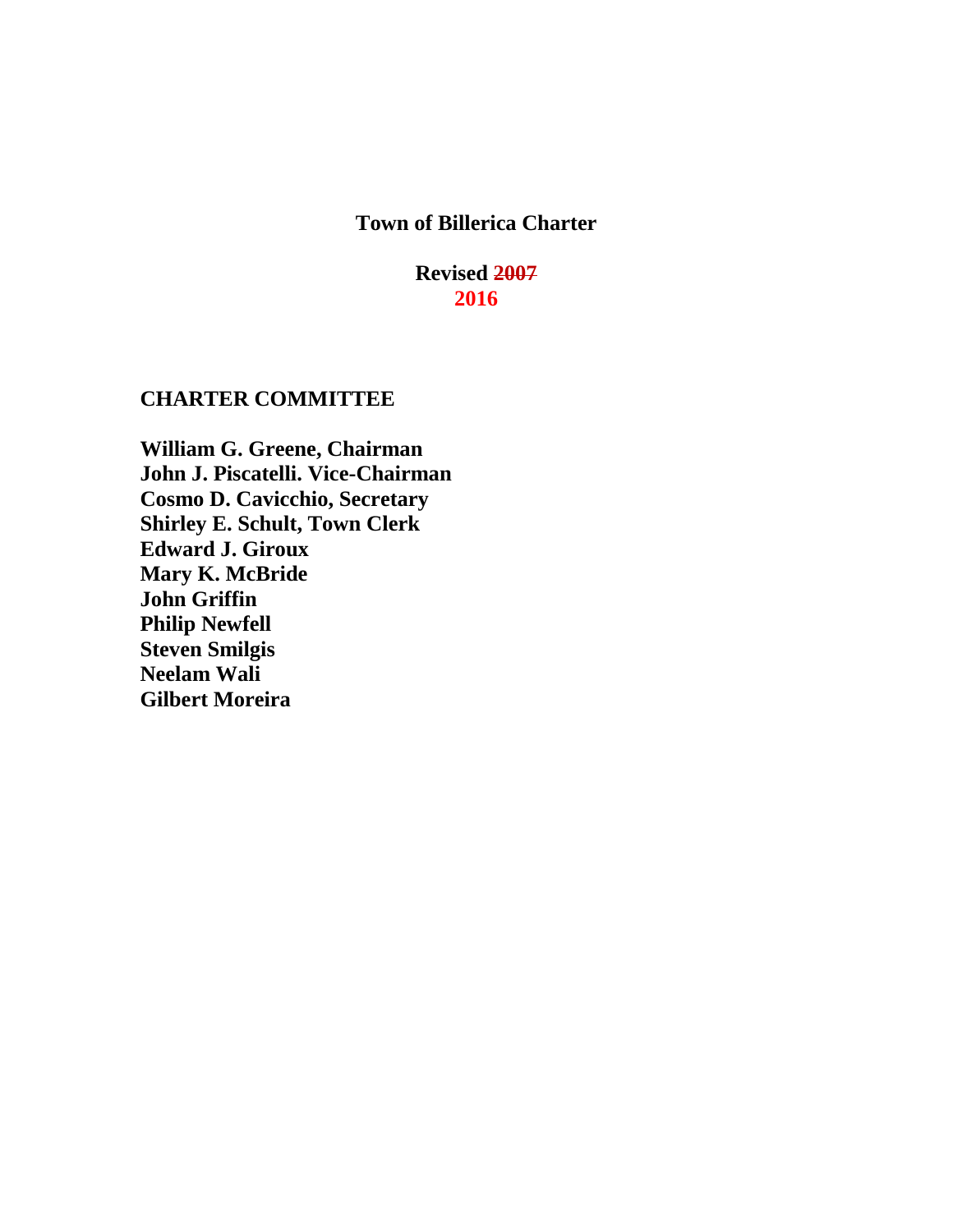# Town of Billerica Charter

**Revised ~~2007~~ 2016**

## CHARTER COMMITTEE

**William G. Greene, Chairman**
**John J. Piscatelli. Vice-Chairman**
**Cosmo D. Cavicchio, Secretary**
**Shirley E. Schult, Town Clerk**
**Edward J. Giroux**
**Mary K. McBride**
**John Griffin**
**Philip Newfell**
**Steven Smilgis**
**Neelam Wali**
**Gilbert Moreira**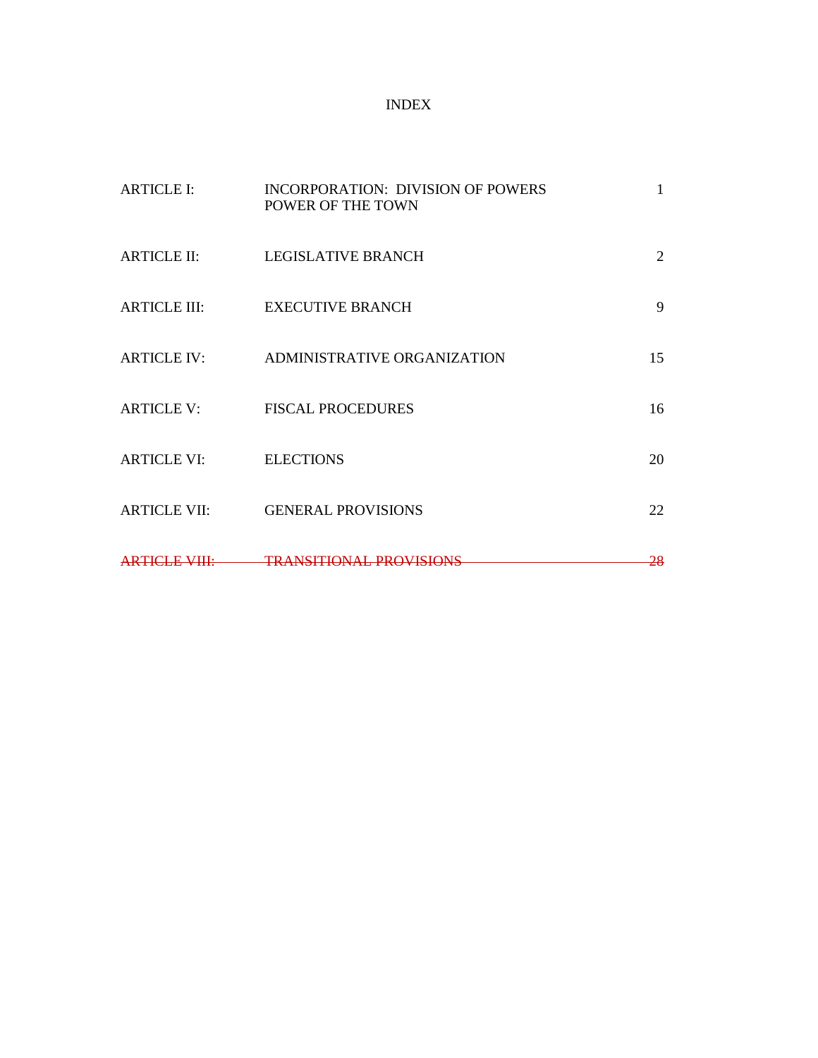# INDEX

| | | |
|---|---|---|
| ARTICLE I: | INCORPORATION: DIVISION OF POWERS POWER OF THE TOWN | 1 |
| ARTICLE II: | LEGISLATIVE BRANCH | 2 |
| ARTICLE III: | EXECUTIVE BRANCH | 9 |
| ARTICLE IV: | ADMINISTRATIVE ORGANIZATION | 15 |
| ARTICLE V: | FISCAL PROCEDURES | 16 |
| ARTICLE VI: | ELECTIONS | 20 |
| ARTICLE VII: | GENERAL PROVISIONS | 22 |
| ~~ARTICLE VIII:~~ | ~~TRANSITIONAL PROVISIONS~~ | ~~28~~ |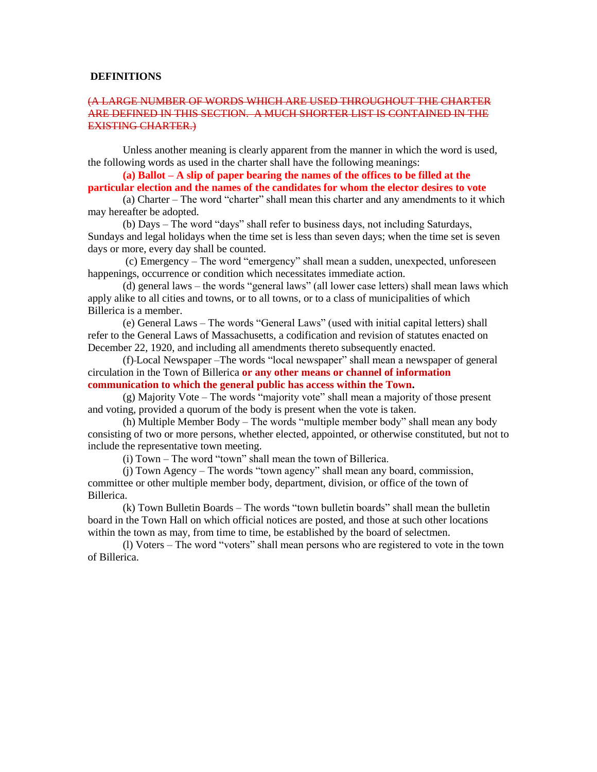**DEFINITIONS**

~~(A LARGE NUMBER OF WORDS WHICH ARE USED THROUGHOUT THE CHARTER ARE DEFINED IN THIS SECTION. A MUCH SHORTER LIST IS CONTAINED IN THE EXISTING CHARTER.)~~

Unless another meaning is clearly apparent from the manner in which the word is used, the following words as used in the charter shall have the following meanings:

**(a) Ballot – A slip of paper bearing the names of the offices to be filled at the particular election and the names of the candidates for whom the elector desires to vote**

(a) Charter – The word "charter" shall mean this charter and any amendments to it which may hereafter be adopted.

(b) Days – The word "days" shall refer to business days, not including Saturdays, Sundays and legal holidays when the time set is less than seven days; when the time set is seven days or more, every day shall be counted.

(c) Emergency – The word "emergency" shall mean a sudden, unexpected, unforeseen happenings, occurrence or condition which necessitates immediate action.

(d) general laws – the words "general laws" (all lower case letters) shall mean laws which apply alike to all cities and towns, or to all towns, or to a class of municipalities of which Billerica is a member.

(e) General Laws – The words "General Laws" (used with initial capital letters) shall refer to the General Laws of Massachusetts, a codification and revision of statutes enacted on December 22, 1920, and including all amendments thereto subsequently enacted.

(f) Local Newspaper –The words "local newspaper" shall mean a newspaper of general circulation in the Town of Billerica **or any other means or channel of information communication to which the general public has access within the Town.**

(g) Majority Vote – The words "majority vote" shall mean a majority of those present and voting, provided a quorum of the body is present when the vote is taken.

(h) Multiple Member Body – The words "multiple member body" shall mean any body consisting of two or more persons, whether elected, appointed, or otherwise constituted, but not to include the representative town meeting.

(i) Town – The word "town" shall mean the town of Billerica.

(j) Town Agency – The words "town agency" shall mean any board, commission, committee or other multiple member body, department, division, or office of the town of Billerica.

(k) Town Bulletin Boards – The words "town bulletin boards" shall mean the bulletin board in the Town Hall on which official notices are posted, and those at such other locations within the town as may, from time to time, be established by the board of selectmen.

(l) Voters – The word "voters" shall mean persons who are registered to vote in the town of Billerica.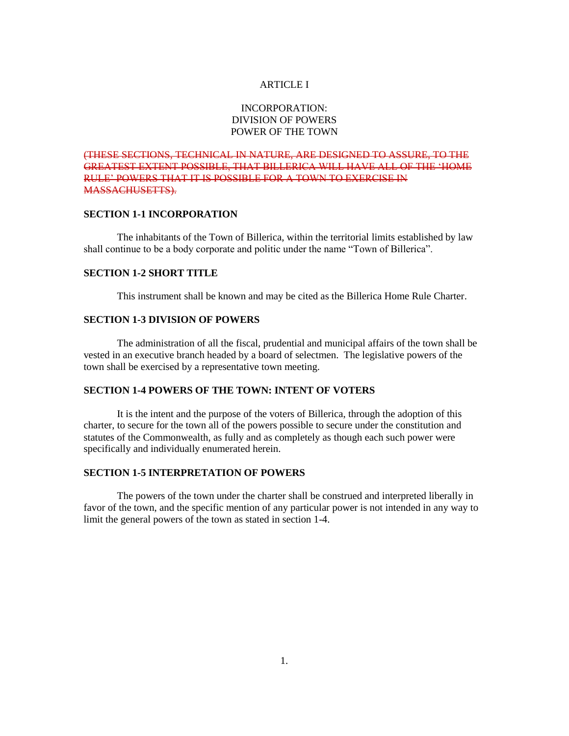# ARTICLE I

## INCORPORATION: DIVISION OF POWERS POWER OF THE TOWN

~~(THESE SECTIONS, TECHNICAL IN NATURE, ARE DESIGNED TO ASSURE, TO THE GREATEST EXTENT POSSIBLE, THAT BILLERICA WILL HAVE ALL OF THE 'HOME RULE' POWERS THAT IT IS POSSIBLE FOR A TOWN TO EXERCISE IN MASSACHUSETTS).~~

### SECTION 1-1 INCORPORATION

The inhabitants of the Town of Billerica, within the territorial limits established by law shall continue to be a body corporate and politic under the name "Town of Billerica".

### SECTION 1-2 SHORT TITLE

This instrument shall be known and may be cited as the Billerica Home Rule Charter.

### SECTION 1-3 DIVISION OF POWERS

The administration of all the fiscal, prudential and municipal affairs of the town shall be vested in an executive branch headed by a board of selectmen. The legislative powers of the town shall be exercised by a representative town meeting.

### SECTION 1-4 POWERS OF THE TOWN: INTENT OF VOTERS

It is the intent and the purpose of the voters of Billerica, through the adoption of this charter, to secure for the town all of the powers possible to secure under the constitution and statutes of the Commonwealth, as fully and as completely as though each such power were specifically and individually enumerated herein.

### SECTION 1-5 INTERPRETATION OF POWERS

The powers of the town under the charter shall be construed and interpreted liberally in favor of the town, and the specific mention of any particular power is not intended in any way to limit the general powers of the town as stated in section 1-4.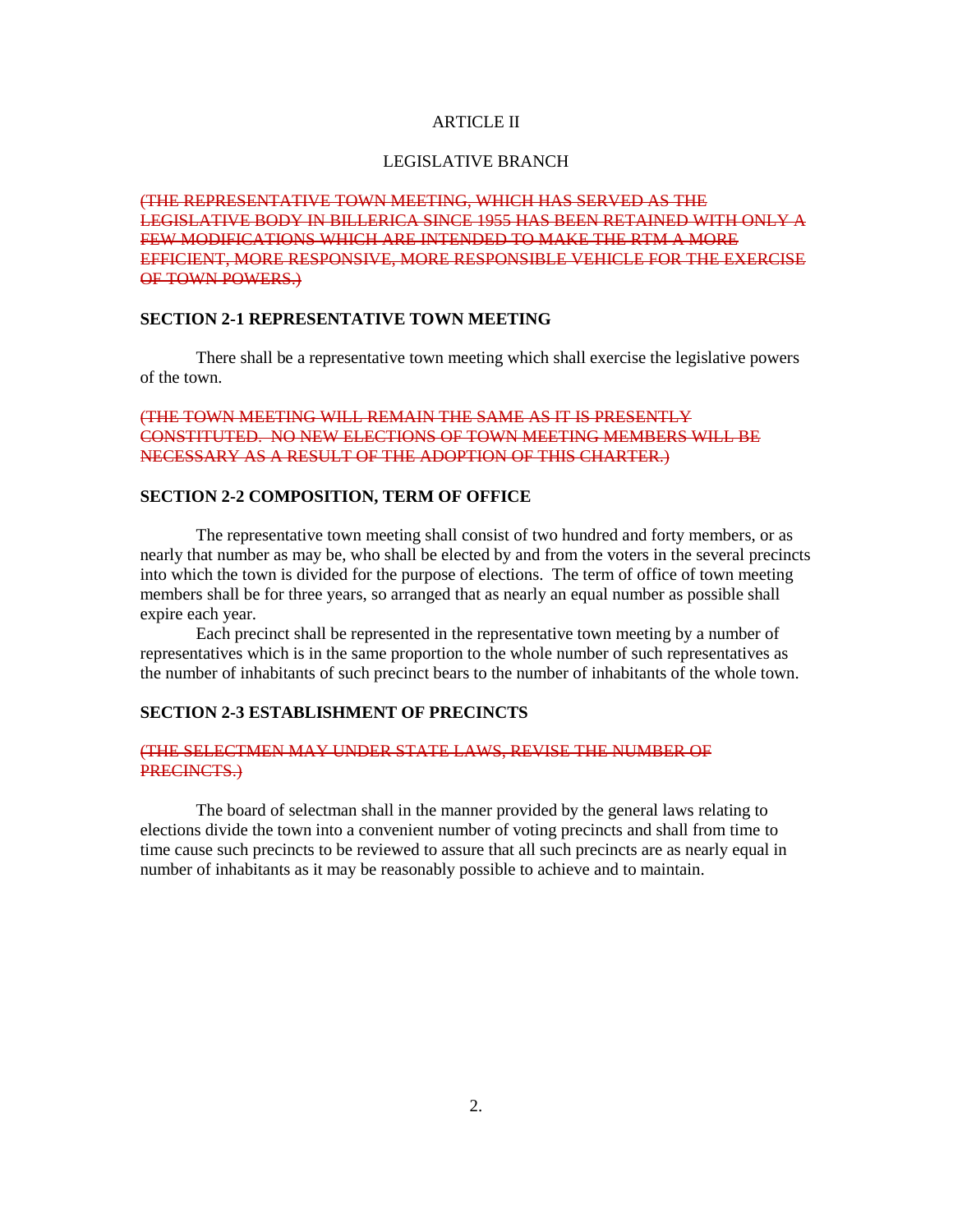ARTICLE II

LEGISLATIVE BRANCH

~~(THE REPRESENTATIVE TOWN MEETING, WHICH HAS SERVED AS THE LEGISLATIVE BODY IN BILLERICA SINCE 1955 HAS BEEN RETAINED WITH ONLY A FEW MODIFICATIONS WHICH ARE INTENDED TO MAKE THE RTM A MORE EFFICIENT, MORE RESPONSIVE, MORE RESPONSIBLE VEHICLE FOR THE EXERCISE OF TOWN POWERS.)~~

**SECTION 2-1 REPRESENTATIVE TOWN MEETING**

There shall be a representative town meeting which shall exercise the legislative powers of the town.

~~(THE TOWN MEETING WILL REMAIN THE SAME AS IT IS PRESENTLY CONSTITUTED. NO NEW ELECTIONS OF TOWN MEETING MEMBERS WILL BE NECESSARY AS A RESULT OF THE ADOPTION OF THIS CHARTER.)~~

**SECTION 2-2 COMPOSITION, TERM OF OFFICE**

The representative town meeting shall consist of two hundred and forty members, or as nearly that number as may be, who shall be elected by and from the voters in the several precincts into which the town is divided for the purpose of elections. The term of office of town meeting members shall be for three years, so arranged that as nearly an equal number as possible shall expire each year.

Each precinct shall be represented in the representative town meeting by a number of representatives which is in the same proportion to the whole number of such representatives as the number of inhabitants of such precinct bears to the number of inhabitants of the whole town.

**SECTION 2-3 ESTABLISHMENT OF PRECINCTS**

~~(THE SELECTMEN MAY UNDER STATE LAWS, REVISE THE NUMBER OF PRECINCTS.)~~

The board of selectman shall in the manner provided by the general laws relating to elections divide the town into a convenient number of voting precincts and shall from time to time cause such precincts to be reviewed to assure that all such precincts are as nearly equal in number of inhabitants as it may be reasonably possible to achieve and to maintain.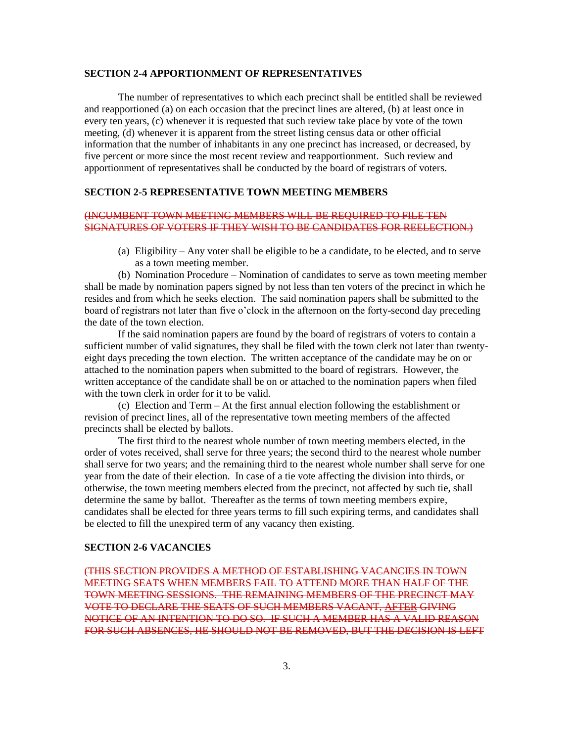**SECTION 2-4 APPORTIONMENT OF REPRESENTATIVES**

The number of representatives to which each precinct shall be entitled shall be reviewed and reapportioned (a) on each occasion that the precinct lines are altered, (b) at least once in every ten years, (c) whenever it is requested that such review take place by vote of the town meeting, (d) whenever it is apparent from the street listing census data or other official information that the number of inhabitants in any one precinct has increased, or decreased, by five percent or more since the most recent review and reapportionment. Such review and apportionment of representatives shall be conducted by the board of registrars of voters.

**SECTION 2-5 REPRESENTATIVE TOWN MEETING MEMBERS**

~~(INCUMBENT TOWN MEETING MEMBERS WILL BE REQUIRED TO FILE TEN SIGNATURES OF VOTERS IF THEY WISH TO BE CANDIDATES FOR REELECTION.)~~

(a) Eligibility – Any voter shall be eligible to be a candidate, to be elected, and to serve as a town meeting member.

(b) Nomination Procedure – Nomination of candidates to serve as town meeting member shall be made by nomination papers signed by not less than ten voters of the precinct in which he resides and from which he seeks election. The said nomination papers shall be submitted to the board of registrars not later than five o'clock in the afternoon on the forty-second day preceding the date of the town election.

If the said nomination papers are found by the board of registrars of voters to contain a sufficient number of valid signatures, they shall be filed with the town clerk not later than twenty-eight days preceding the town election. The written acceptance of the candidate may be on or attached to the nomination papers when submitted to the board of registrars. However, the written acceptance of the candidate shall be on or attached to the nomination papers when filed with the town clerk in order for it to be valid.

(c) Election and Term – At the first annual election following the establishment or revision of precinct lines, all of the representative town meeting members of the affected precincts shall be elected by ballots.

The first third to the nearest whole number of town meeting members elected, in the order of votes received, shall serve for three years; the second third to the nearest whole number shall serve for two years; and the remaining third to the nearest whole number shall serve for one year from the date of their election. In case of a tie vote affecting the division into thirds, or otherwise, the town meeting members elected from the precinct, not affected by such tie, shall determine the same by ballot. Thereafter as the terms of town meeting members expire, candidates shall be elected for three years terms to fill such expiring terms, and candidates shall be elected to fill the unexpired term of any vacancy then existing.

**SECTION 2-6 VACANCIES**

~~(THIS SECTION PROVIDES A METHOD OF ESTABLISHING VACANCIES IN TOWN MEETING SEATS WHEN MEMBERS FAIL TO ATTEND MORE THAN HALF OF THE TOWN MEETING SESSIONS. THE REMAINING MEMBERS OF THE PRECINCT MAY VOTE TO DECLARE THE SEATS OF SUCH MEMBERS VACANT, AFTER GIVING NOTICE OF AN INTENTION TO DO SO. IF SUCH A MEMBER HAS A VALID REASON FOR SUCH ABSENCES, HE SHOULD NOT BE REMOVED, BUT THE DECISION IS LEFT~~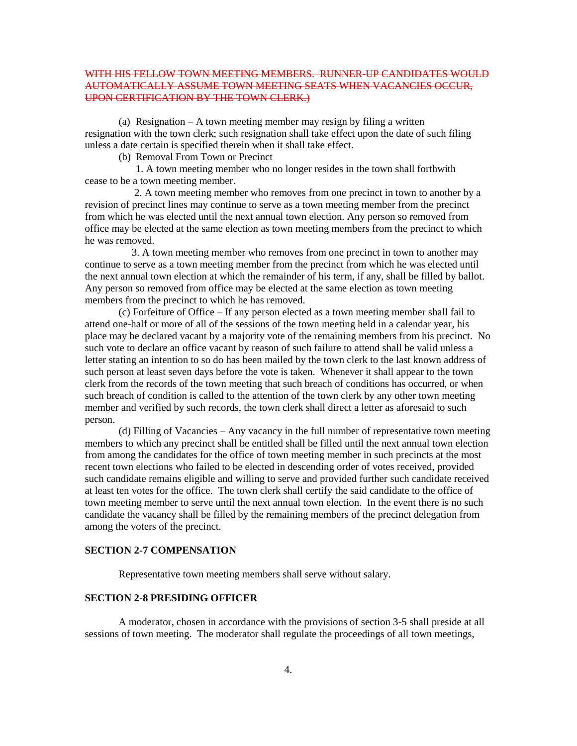~~WITH HIS FELLOW TOWN MEETING MEMBERS. RUNNER-UP CANDIDATES WOULD AUTOMATICALLY ASSUME TOWN MEETING SEATS WHEN VACANCIES OCCUR, UPON CERTIFICATION BY THE TOWN CLERK.)~~

(a) Resignation – A town meeting member may resign by filing a written resignation with the town clerk; such resignation shall take effect upon the date of such filing unless a date certain is specified therein when it shall take effect.

(b) Removal From Town or Precinct

1. A town meeting member who no longer resides in the town shall forthwith cease to be a town meeting member.

2. A town meeting member who removes from one precinct in town to another by a revision of precinct lines may continue to serve as a town meeting member from the precinct from which he was elected until the next annual town election. Any person so removed from office may be elected at the same election as town meeting members from the precinct to which he was removed.

3. A town meeting member who removes from one precinct in town to another may continue to serve as a town meeting member from the precinct from which he was elected until the next annual town election at which the remainder of his term, if any, shall be filled by ballot. Any person so removed from office may be elected at the same election as town meeting members from the precinct to which he has removed.

(c) Forfeiture of Office – If any person elected as a town meeting member shall fail to attend one-half or more of all of the sessions of the town meeting held in a calendar year, his place may be declared vacant by a majority vote of the remaining members from his precinct. No such vote to declare an office vacant by reason of such failure to attend shall be valid unless a letter stating an intention to so do has been mailed by the town clerk to the last known address of such person at least seven days before the vote is taken. Whenever it shall appear to the town clerk from the records of the town meeting that such breach of conditions has occurred, or when such breach of condition is called to the attention of the town clerk by any other town meeting member and verified by such records, the town clerk shall direct a letter as aforesaid to such person.

(d) Filling of Vacancies – Any vacancy in the full number of representative town meeting members to which any precinct shall be entitled shall be filled until the next annual town election from among the candidates for the office of town meeting member in such precincts at the most recent town elections who failed to be elected in descending order of votes received, provided such candidate remains eligible and willing to serve and provided further such candidate received at least ten votes for the office. The town clerk shall certify the said candidate to the office of town meeting member to serve until the next annual town election. In the event there is no such candidate the vacancy shall be filled by the remaining members of the precinct delegation from among the voters of the precinct.

**SECTION 2-7 COMPENSATION**

Representative town meeting members shall serve without salary.

**SECTION 2-8 PRESIDING OFFICER**

A moderator, chosen in accordance with the provisions of section 3-5 shall preside at all sessions of town meeting. The moderator shall regulate the proceedings of all town meetings,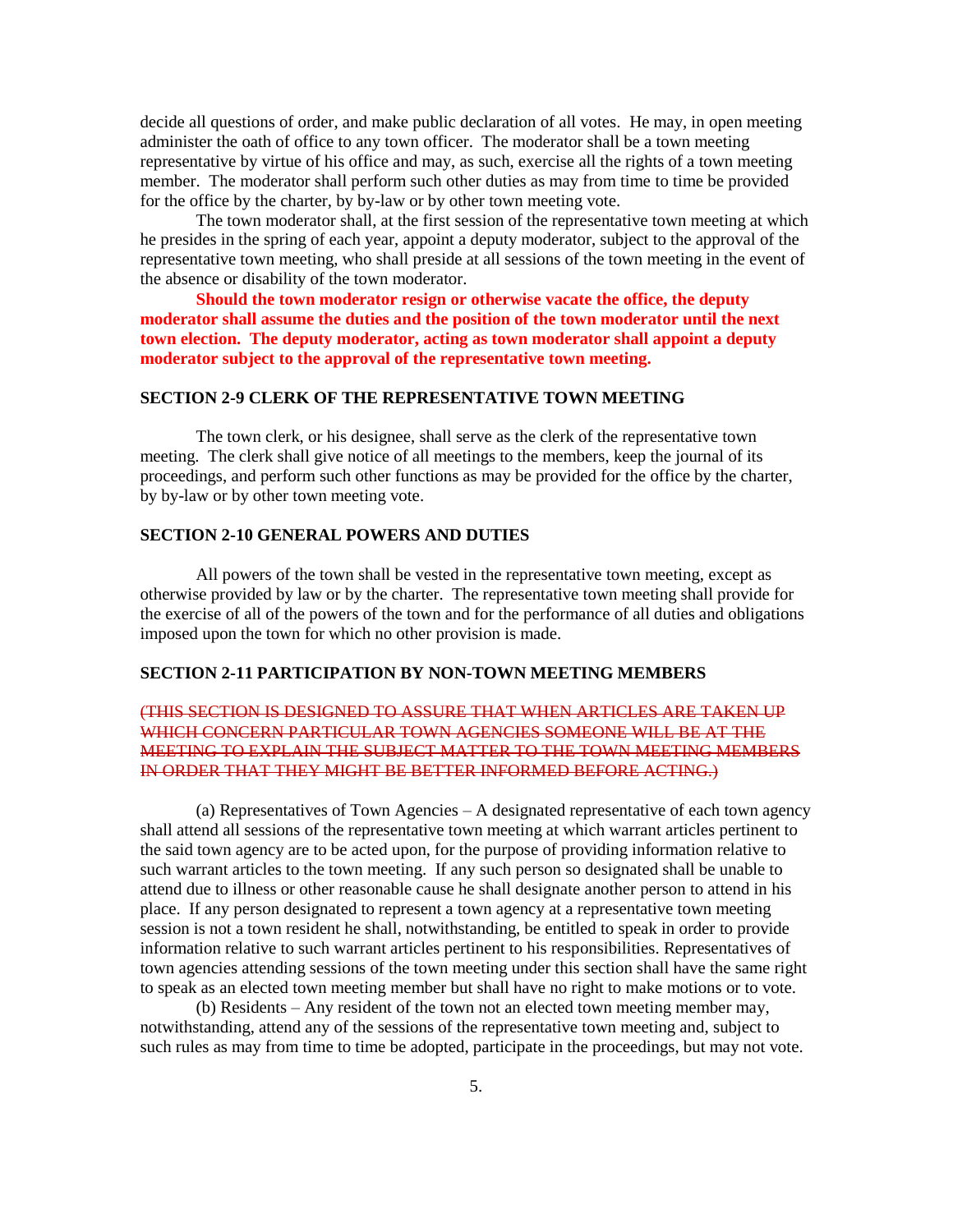decide all questions of order, and make public declaration of all votes. He may, in open meeting administer the oath of office to any town officer. The moderator shall be a town meeting representative by virtue of his office and may, as such, exercise all the rights of a town meeting member. The moderator shall perform such other duties as may from time to time be provided for the office by the charter, by by-law or by other town meeting vote.

The town moderator shall, at the first session of the representative town meeting at which he presides in the spring of each year, appoint a deputy moderator, subject to the approval of the representative town meeting, who shall preside at all sessions of the town meeting in the event of the absence or disability of the town moderator.

**Should the town moderator resign or otherwise vacate the office, the deputy moderator shall assume the duties and the position of the town moderator until the next town election. The deputy moderator, acting as town moderator shall appoint a deputy moderator subject to the approval of the representative town meeting.**

### SECTION 2-9 CLERK OF THE REPRESENTATIVE TOWN MEETING

The town clerk, or his designee, shall serve as the clerk of the representative town meeting. The clerk shall give notice of all meetings to the members, keep the journal of its proceedings, and perform such other functions as may be provided for the office by the charter, by by-law or by other town meeting vote.

### SECTION 2-10 GENERAL POWERS AND DUTIES

All powers of the town shall be vested in the representative town meeting, except as otherwise provided by law or by the charter. The representative town meeting shall provide for the exercise of all of the powers of the town and for the performance of all duties and obligations imposed upon the town for which no other provision is made.

### SECTION 2-11 PARTICIPATION BY NON-TOWN MEETING MEMBERS

~~(THIS SECTION IS DESIGNED TO ASSURE THAT WHEN ARTICLES ARE TAKEN UP WHICH CONCERN PARTICULAR TOWN AGENCIES SOMEONE WILL BE AT THE MEETING TO EXPLAIN THE SUBJECT MATTER TO THE TOWN MEETING MEMBERS IN ORDER THAT THEY MIGHT BE BETTER INFORMED BEFORE ACTING.)~~

(a) Representatives of Town Agencies – A designated representative of each town agency shall attend all sessions of the representative town meeting at which warrant articles pertinent to the said town agency are to be acted upon, for the purpose of providing information relative to such warrant articles to the town meeting. If any such person so designated shall be unable to attend due to illness or other reasonable cause he shall designate another person to attend in his place. If any person designated to represent a town agency at a representative town meeting session is not a town resident he shall, notwithstanding, be entitled to speak in order to provide information relative to such warrant articles pertinent to his responsibilities. Representatives of town agencies attending sessions of the town meeting under this section shall have the same right to speak as an elected town meeting member but shall have no right to make motions or to vote.

(b) Residents – Any resident of the town not an elected town meeting member may, notwithstanding, attend any of the sessions of the representative town meeting and, subject to such rules as may from time to time be adopted, participate in the proceedings, but may not vote.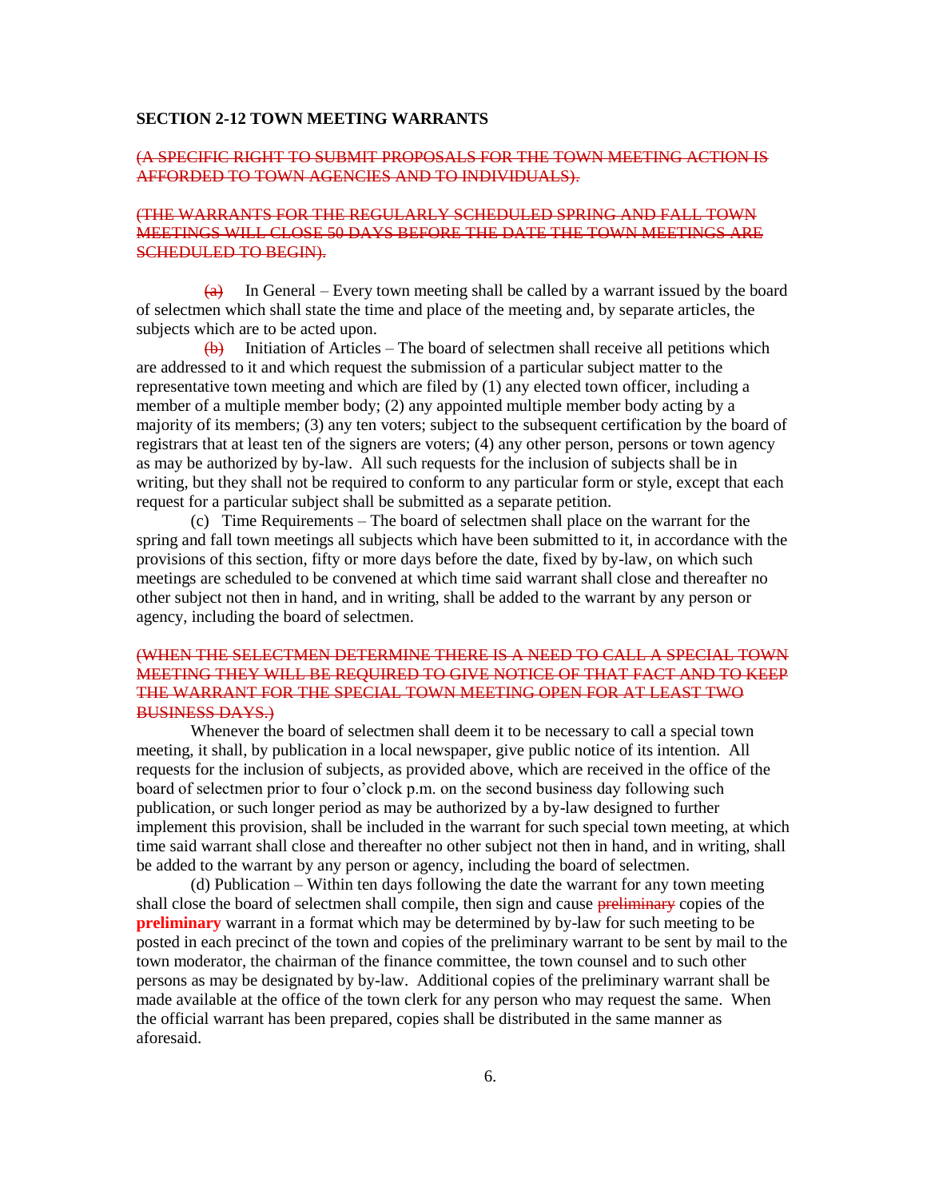**SECTION 2-12 TOWN MEETING WARRANTS**

~~(A SPECIFIC RIGHT TO SUBMIT PROPOSALS FOR THE TOWN MEETING ACTION IS AFFORDED TO TOWN AGENCIES AND TO INDIVIDUALS).~~

~~(THE WARRANTS FOR THE REGULARLY SCHEDULED SPRING AND FALL TOWN MEETINGS WILL CLOSE 50 DAYS BEFORE THE DATE THE TOWN MEETINGS ARE SCHEDULED TO BEGIN).~~

~~(a)~~ In General – Every town meeting shall be called by a warrant issued by the board of selectmen which shall state the time and place of the meeting and, by separate articles, the subjects which are to be acted upon.

~~(b)~~ Initiation of Articles – The board of selectmen shall receive all petitions which are addressed to it and which request the submission of a particular subject matter to the representative town meeting and which are filed by (1) any elected town officer, including a member of a multiple member body; (2) any appointed multiple member body acting by a majority of its members; (3) any ten voters; subject to the subsequent certification by the board of registrars that at least ten of the signers are voters; (4) any other person, persons or town agency as may be authorized by by-law. All such requests for the inclusion of subjects shall be in writing, but they shall not be required to conform to any particular form or style, except that each request for a particular subject shall be submitted as a separate petition.

(c) Time Requirements – The board of selectmen shall place on the warrant for the spring and fall town meetings all subjects which have been submitted to it, in accordance with the provisions of this section, fifty or more days before the date, fixed by by-law, on which such meetings are scheduled to be convened at which time said warrant shall close and thereafter no other subject not then in hand, and in writing, shall be added to the warrant by any person or agency, including the board of selectmen.

~~(WHEN THE SELECTMEN DETERMINE THERE IS A NEED TO CALL A SPECIAL TOWN MEETING THEY WILL BE REQUIRED TO GIVE NOTICE OF THAT FACT AND TO KEEP THE WARRANT FOR THE SPECIAL TOWN MEETING OPEN FOR AT LEAST TWO BUSINESS DAYS.)~~

Whenever the board of selectmen shall deem it to be necessary to call a special town meeting, it shall, by publication in a local newspaper, give public notice of its intention. All requests for the inclusion of subjects, as provided above, which are received in the office of the board of selectmen prior to four o'clock p.m. on the second business day following such publication, or such longer period as may be authorized by a by-law designed to further implement this provision, shall be included in the warrant for such special town meeting, at which time said warrant shall close and thereafter no other subject not then in hand, and in writing, shall be added to the warrant by any person or agency, including the board of selectmen.

(d) Publication – Within ten days following the date the warrant for any town meeting shall close the board of selectmen shall compile, then sign and cause ~~preliminary~~ copies of the **preliminary** warrant in a format which may be determined by by-law for such meeting to be posted in each precinct of the town and copies of the preliminary warrant to be sent by mail to the town moderator, the chairman of the finance committee, the town counsel and to such other persons as may be designated by by-law. Additional copies of the preliminary warrant shall be made available at the office of the town clerk for any person who may request the same. When the official warrant has been prepared, copies shall be distributed in the same manner as aforesaid.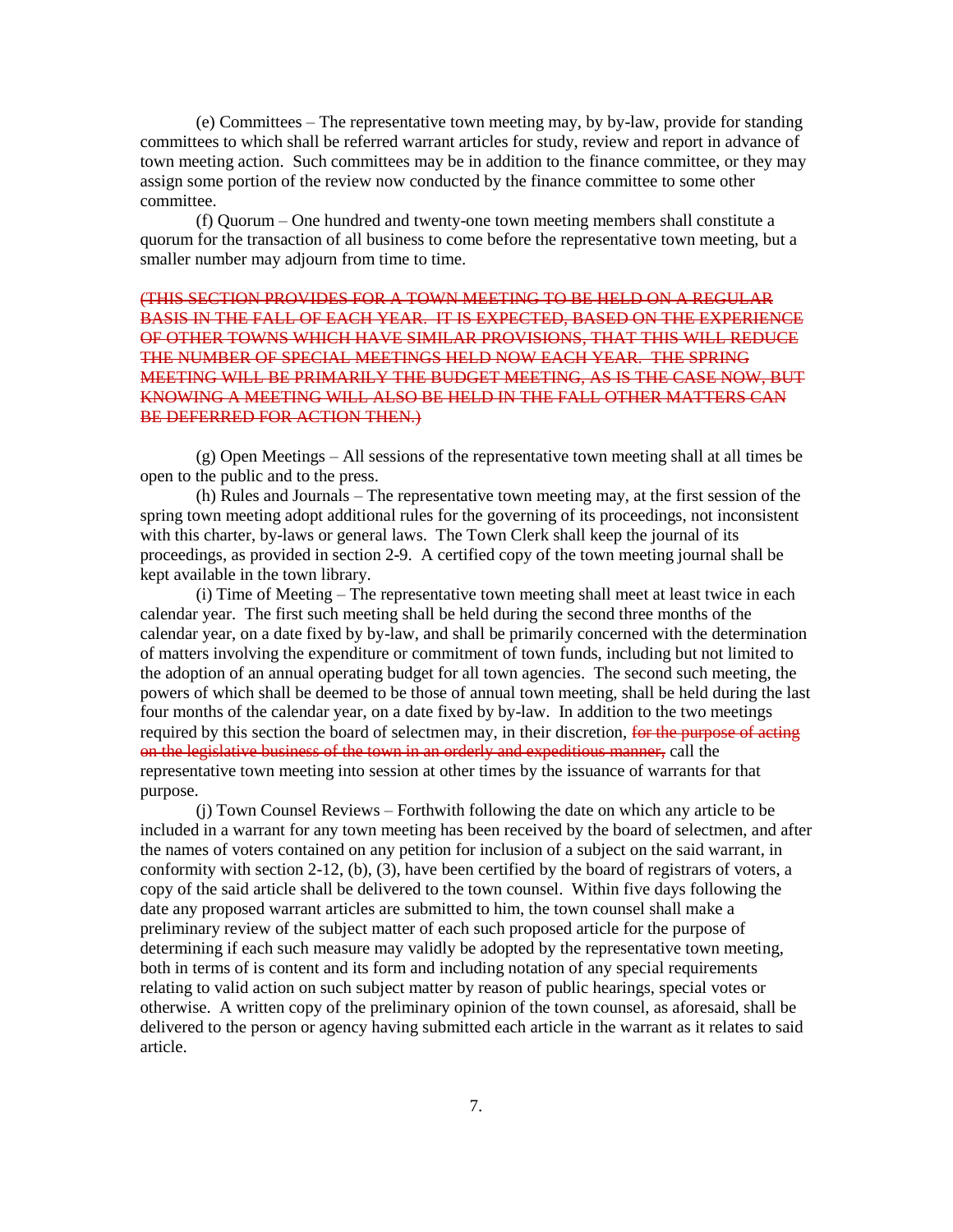(e) Committees – The representative town meeting may, by by-law, provide for standing committees to which shall be referred warrant articles for study, review and report in advance of town meeting action. Such committees may be in addition to the finance committee, or they may assign some portion of the review now conducted by the finance committee to some other committee.

(f) Quorum – One hundred and twenty-one town meeting members shall constitute a quorum for the transaction of all business to come before the representative town meeting, but a smaller number may adjourn from time to time.

~~(THIS SECTION PROVIDES FOR A TOWN MEETING TO BE HELD ON A REGULAR BASIS IN THE FALL OF EACH YEAR. IT IS EXPECTED, BASED ON THE EXPERIENCE OF OTHER TOWNS WHICH HAVE SIMILAR PROVISIONS, THAT THIS WILL REDUCE THE NUMBER OF SPECIAL MEETINGS HELD NOW EACH YEAR. THE SPRING MEETING WILL BE PRIMARILY THE BUDGET MEETING, AS IS THE CASE NOW, BUT KNOWING A MEETING WILL ALSO BE HELD IN THE FALL OTHER MATTERS CAN BE DEFERRED FOR ACTION THEN.)~~

(g) Open Meetings – All sessions of the representative town meeting shall at all times be open to the public and to the press.

(h) Rules and Journals – The representative town meeting may, at the first session of the spring town meeting adopt additional rules for the governing of its proceedings, not inconsistent with this charter, by-laws or general laws. The Town Clerk shall keep the journal of its proceedings, as provided in section 2-9. A certified copy of the town meeting journal shall be kept available in the town library.

(i) Time of Meeting – The representative town meeting shall meet at least twice in each calendar year. The first such meeting shall be held during the second three months of the calendar year, on a date fixed by by-law, and shall be primarily concerned with the determination of matters involving the expenditure or commitment of town funds, including but not limited to the adoption of an annual operating budget for all town agencies. The second such meeting, the powers of which shall be deemed to be those of annual town meeting, shall be held during the last four months of the calendar year, on a date fixed by by-law. In addition to the two meetings required by this section the board of selectmen may, in their discretion, ~~for the purpose of acting on the legislative business of the town in an orderly and expeditious manner,~~ call the representative town meeting into session at other times by the issuance of warrants for that purpose.

(j) Town Counsel Reviews – Forthwith following the date on which any article to be included in a warrant for any town meeting has been received by the board of selectmen, and after the names of voters contained on any petition for inclusion of a subject on the said warrant, in conformity with section 2-12, (b), (3), have been certified by the board of registrars of voters, a copy of the said article shall be delivered to the town counsel. Within five days following the date any proposed warrant articles are submitted to him, the town counsel shall make a preliminary review of the subject matter of each such proposed article for the purpose of determining if each such measure may validly be adopted by the representative town meeting, both in terms of is content and its form and including notation of any special requirements relating to valid action on such subject matter by reason of public hearings, special votes or otherwise. A written copy of the preliminary opinion of the town counsel, as aforesaid, shall be delivered to the person or agency having submitted each article in the warrant as it relates to said article.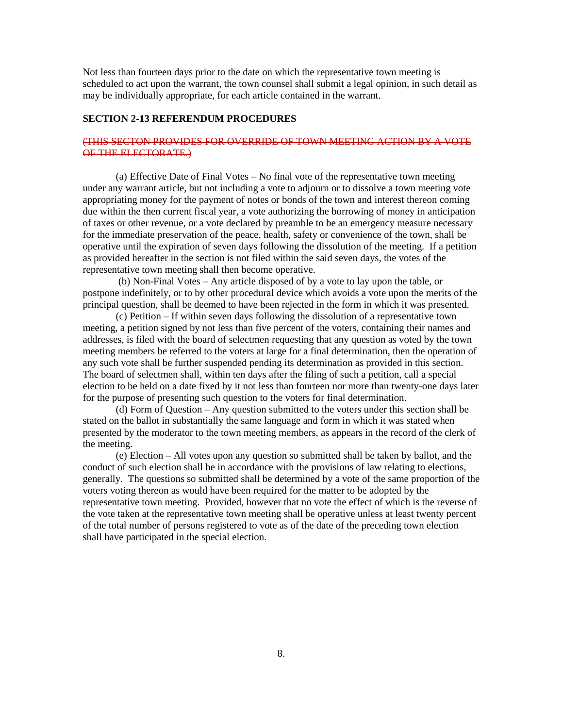Not less than fourteen days prior to the date on which the representative town meeting is scheduled to act upon the warrant, the town counsel shall submit a legal opinion, in such detail as may be individually appropriate, for each article contained in the warrant.

**SECTION 2-13 REFERENDUM PROCEDURES**

~~(THIS SECTON PROVIDES FOR OVERRIDE OF TOWN MEETING ACTION BY A VOTE OF THE ELECTORATE.)~~

(a) Effective Date of Final Votes – No final vote of the representative town meeting under any warrant article, but not including a vote to adjourn or to dissolve a town meeting vote appropriating money for the payment of notes or bonds of the town and interest thereon coming due within the then current fiscal year, a vote authorizing the borrowing of money in anticipation of taxes or other revenue, or a vote declared by preamble to be an emergency measure necessary for the immediate preservation of the peace, health, safety or convenience of the town, shall be operative until the expiration of seven days following the dissolution of the meeting. If a petition as provided hereafter in the section is not filed within the said seven days, the votes of the representative town meeting shall then become operative.

(b) Non-Final Votes – Any article disposed of by a vote to lay upon the table, or postpone indefinitely, or to by other procedural device which avoids a vote upon the merits of the principal question, shall be deemed to have been rejected in the form in which it was presented.

(c) Petition – If within seven days following the dissolution of a representative town meeting, a petition signed by not less than five percent of the voters, containing their names and addresses, is filed with the board of selectmen requesting that any question as voted by the town meeting members be referred to the voters at large for a final determination, then the operation of any such vote shall be further suspended pending its determination as provided in this section. The board of selectmen shall, within ten days after the filing of such a petition, call a special election to be held on a date fixed by it not less than fourteen nor more than twenty-one days later for the purpose of presenting such question to the voters for final determination.

(d) Form of Question – Any question submitted to the voters under this section shall be stated on the ballot in substantially the same language and form in which it was stated when presented by the moderator to the town meeting members, as appears in the record of the clerk of the meeting.

(e) Election – All votes upon any question so submitted shall be taken by ballot, and the conduct of such election shall be in accordance with the provisions of law relating to elections, generally. The questions so submitted shall be determined by a vote of the same proportion of the voters voting thereon as would have been required for the matter to be adopted by the representative town meeting. Provided, however that no vote the effect of which is the reverse of the vote taken at the representative town meeting shall be operative unless at least twenty percent of the total number of persons registered to vote as of the date of the preceding town election shall have participated in the special election.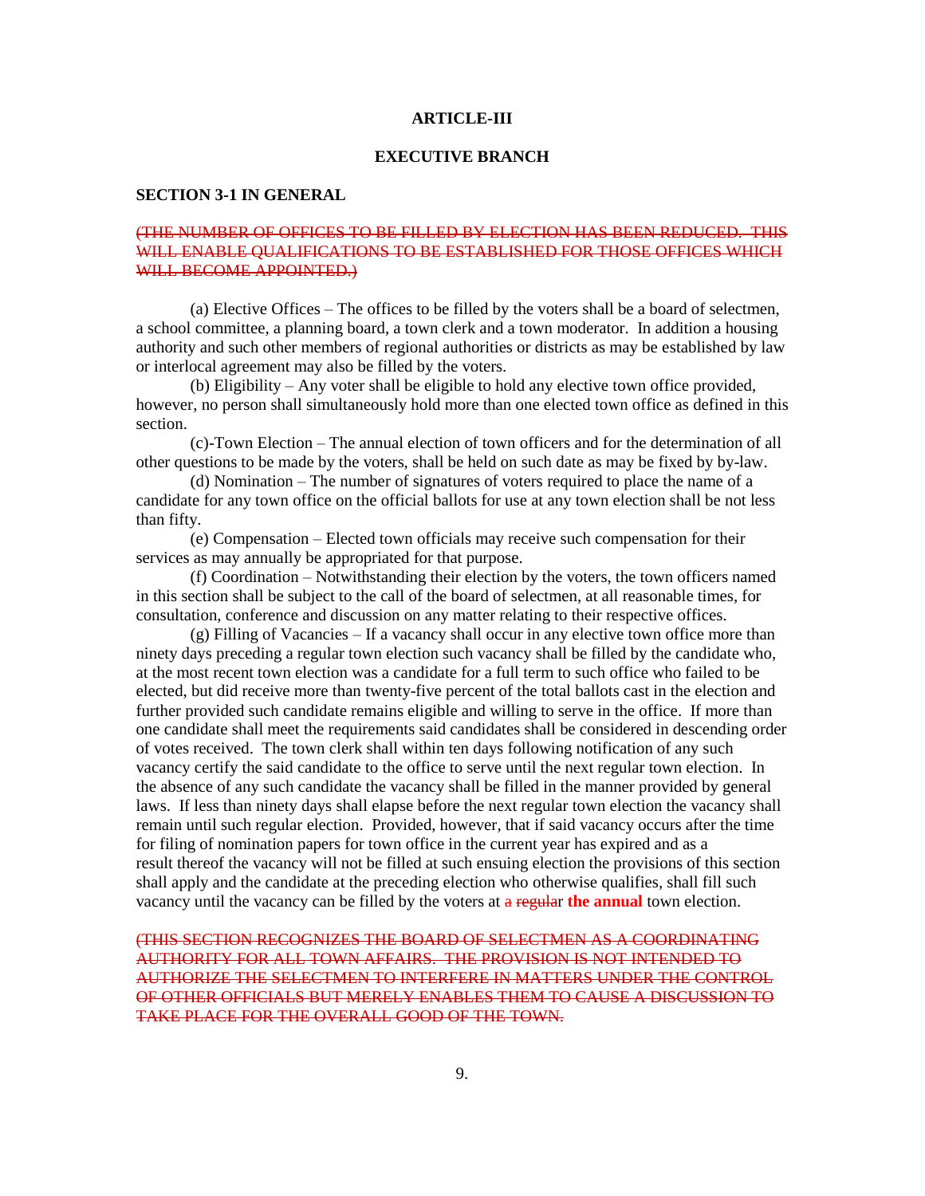## ARTICLE-III

## EXECUTIVE BRANCH

### SECTION 3-1 IN GENERAL

~~(THE NUMBER OF OFFICES TO BE FILLED BY ELECTION HAS BEEN REDUCED. THIS WILL ENABLE QUALIFICATIONS TO BE ESTABLISHED FOR THOSE OFFICES WHICH WILL BECOME APPOINTED.)~~

(a) Elective Offices – The offices to be filled by the voters shall be a board of selectmen, a school committee, a planning board, a town clerk and a town moderator. In addition a housing authority and such other members of regional authorities or districts as may be established by law or interlocal agreement may also be filled by the voters.

(b) Eligibility – Any voter shall be eligible to hold any elective town office provided, however, no person shall simultaneously hold more than one elected town office as defined in this section.

(c)-Town Election – The annual election of town officers and for the determination of all other questions to be made by the voters, shall be held on such date as may be fixed by by-law.

(d) Nomination – The number of signatures of voters required to place the name of a candidate for any town office on the official ballots for use at any town election shall be not less than fifty.

(e) Compensation – Elected town officials may receive such compensation for their services as may annually be appropriated for that purpose.

(f) Coordination – Notwithstanding their election by the voters, the town officers named in this section shall be subject to the call of the board of selectmen, at all reasonable times, for consultation, conference and discussion on any matter relating to their respective offices.

(g) Filling of Vacancies – If a vacancy shall occur in any elective town office more than ninety days preceding a regular town election such vacancy shall be filled by the candidate who, at the most recent town election was a candidate for a full term to such office who failed to be elected, but did receive more than twenty-five percent of the total ballots cast in the election and further provided such candidate remains eligible and willing to serve in the office. If more than one candidate shall meet the requirements said candidates shall be considered in descending order of votes received. The town clerk shall within ten days following notification of any such vacancy certify the said candidate to the office to serve until the next regular town election. In the absence of any such candidate the vacancy shall be filled in the manner provided by general laws. If less than ninety days shall elapse before the next regular town election the vacancy shall remain until such regular election. Provided, however, that if said vacancy occurs after the time for filing of nomination papers for town office in the current year has expired and as a result thereof the vacancy will not be filled at such ensuing election the provisions of this section shall apply and the candidate at the preceding election who otherwise qualifies, shall fill such vacancy until the vacancy can be filled by the voters at ~~a regular~~ **the annual** town election.

~~(THIS SECTION RECOGNIZES THE BOARD OF SELECTMEN AS A COORDINATING AUTHORITY FOR ALL TOWN AFFAIRS. THE PROVISION IS NOT INTENDED TO AUTHORIZE THE SELECTMEN TO INTERFERE IN MATTERS UNDER THE CONTROL OF OTHER OFFICIALS BUT MERELY ENABLES THEM TO CAUSE A DISCUSSION TO TAKE PLACE FOR THE OVERALL GOOD OF THE TOWN.~~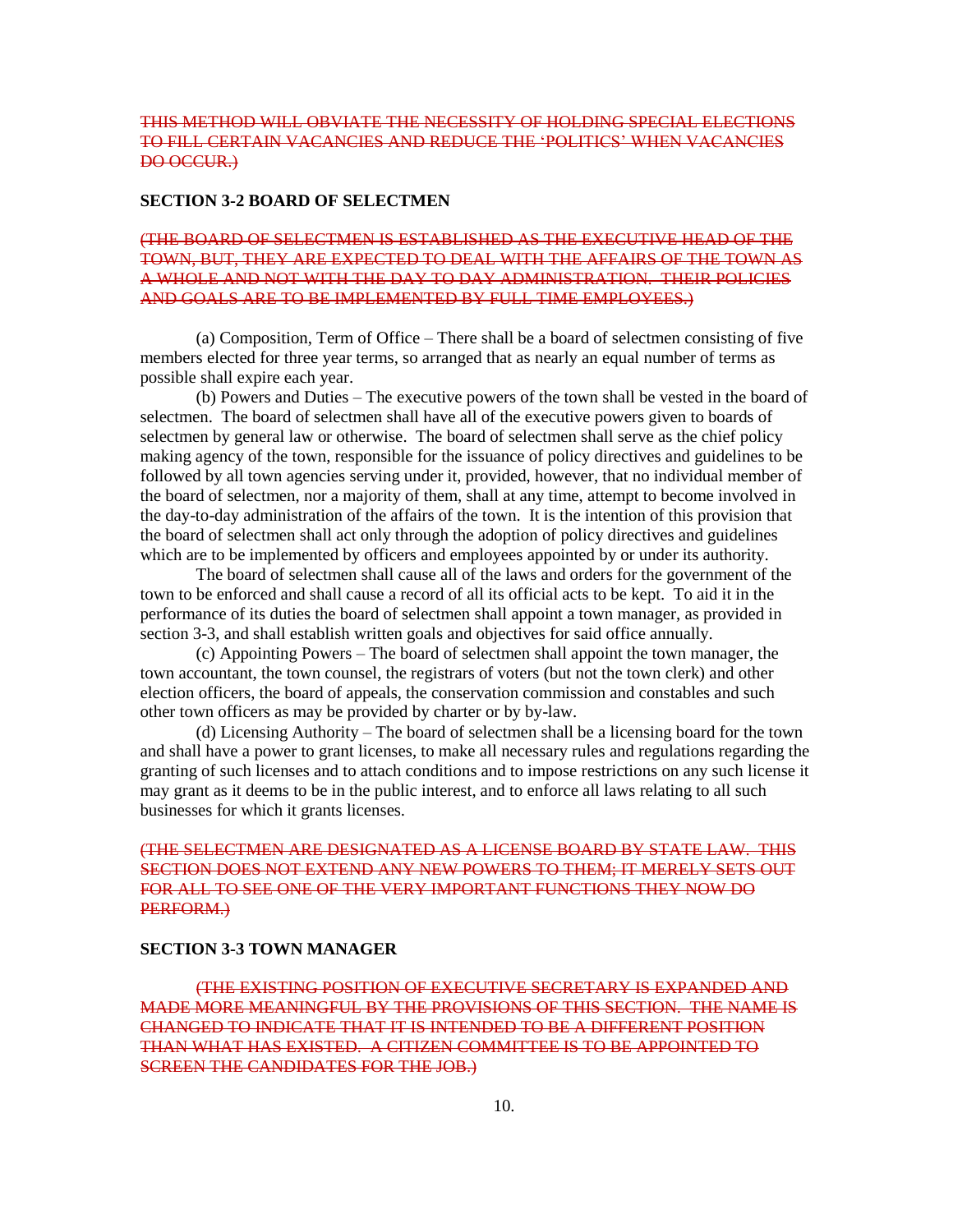~~THIS METHOD WILL OBVIATE THE NECESSITY OF HOLDING SPECIAL ELECTIONS TO FILL CERTAIN VACANCIES AND REDUCE THE 'POLITICS' WHEN VACANCIES DO OCCUR.)~~

**SECTION 3-2 BOARD OF SELECTMEN**

~~(THE BOARD OF SELECTMEN IS ESTABLISHED AS THE EXECUTIVE HEAD OF THE TOWN, BUT, THEY ARE EXPECTED TO DEAL WITH THE AFFAIRS OF THE TOWN AS A WHOLE AND NOT WITH THE DAY TO DAY ADMINISTRATION. THEIR POLICIES AND GOALS ARE TO BE IMPLEMENTED BY FULL TIME EMPLOYEES.)~~

(a) Composition, Term of Office – There shall be a board of selectmen consisting of five members elected for three year terms, so arranged that as nearly an equal number of terms as possible shall expire each year.

(b) Powers and Duties – The executive powers of the town shall be vested in the board of selectmen. The board of selectmen shall have all of the executive powers given to boards of selectmen by general law or otherwise. The board of selectmen shall serve as the chief policy making agency of the town, responsible for the issuance of policy directives and guidelines to be followed by all town agencies serving under it, provided, however, that no individual member of the board of selectmen, nor a majority of them, shall at any time, attempt to become involved in the day-to-day administration of the affairs of the town. It is the intention of this provision that the board of selectmen shall act only through the adoption of policy directives and guidelines which are to be implemented by officers and employees appointed by or under its authority.

The board of selectmen shall cause all of the laws and orders for the government of the town to be enforced and shall cause a record of all its official acts to be kept. To aid it in the performance of its duties the board of selectmen shall appoint a town manager, as provided in section 3-3, and shall establish written goals and objectives for said office annually.

(c) Appointing Powers – The board of selectmen shall appoint the town manager, the town accountant, the town counsel, the registrars of voters (but not the town clerk) and other election officers, the board of appeals, the conservation commission and constables and such other town officers as may be provided by charter or by by-law.

(d) Licensing Authority – The board of selectmen shall be a licensing board for the town and shall have a power to grant licenses, to make all necessary rules and regulations regarding the granting of such licenses and to attach conditions and to impose restrictions on any such license it may grant as it deems to be in the public interest, and to enforce all laws relating to all such businesses for which it grants licenses.

~~(THE SELECTMEN ARE DESIGNATED AS A LICENSE BOARD BY STATE LAW. THIS SECTION DOES NOT EXTEND ANY NEW POWERS TO THEM; IT MERELY SETS OUT FOR ALL TO SEE ONE OF THE VERY IMPORTANT FUNCTIONS THEY NOW DO PERFORM.)~~

**SECTION 3-3 TOWN MANAGER**

~~(THE EXISTING POSITION OF EXECUTIVE SECRETARY IS EXPANDED AND MADE MORE MEANINGFUL BY THE PROVISIONS OF THIS SECTION. THE NAME IS CHANGED TO INDICATE THAT IT IS INTENDED TO BE A DIFFERENT POSITION THAN WHAT HAS EXISTED. A CITIZEN COMMITTEE IS TO BE APPOINTED TO SCREEN THE CANDIDATES FOR THE JOB.)~~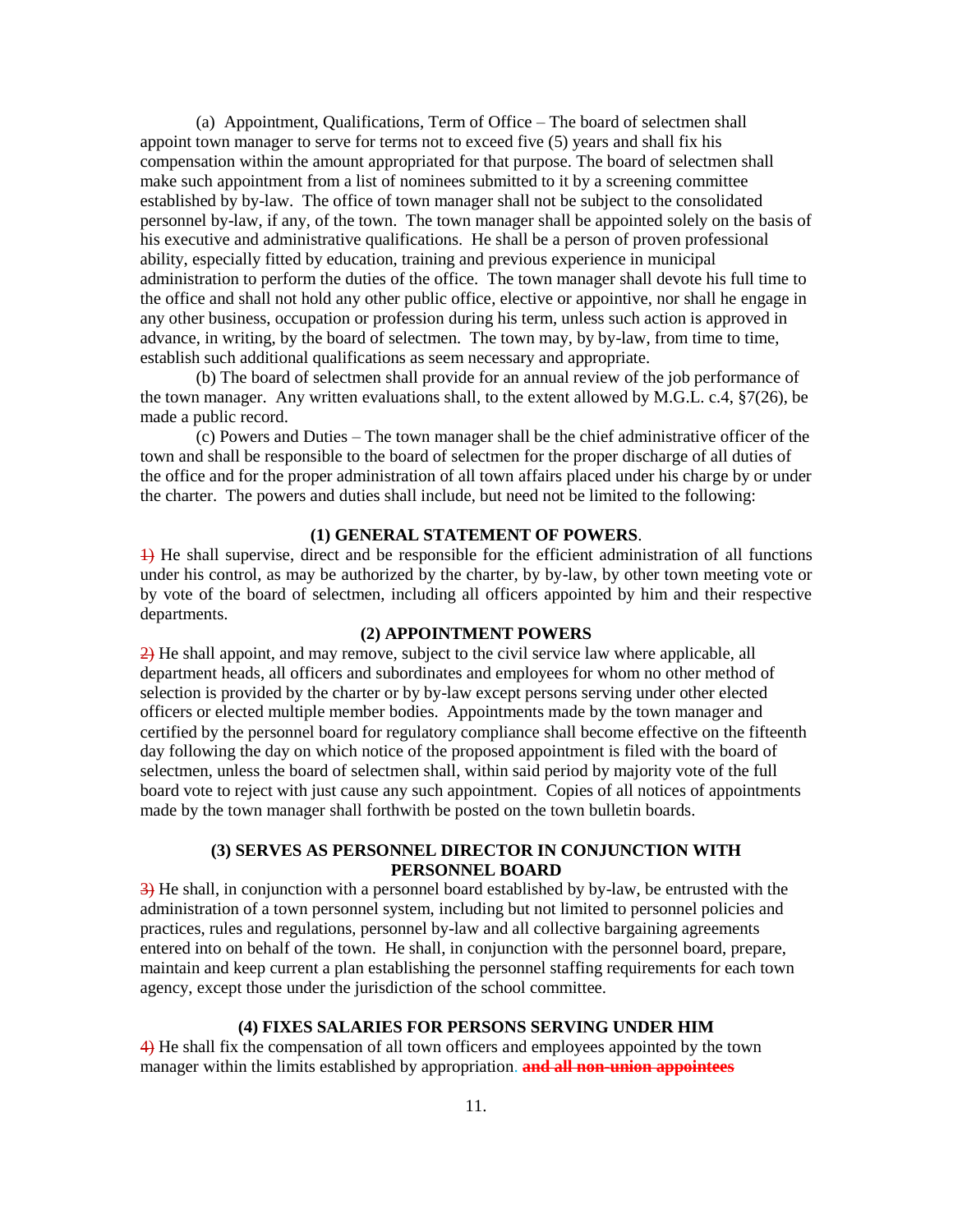(a) Appointment, Qualifications, Term of Office – The board of selectmen shall appoint town manager to serve for terms not to exceed five (5) years and shall fix his compensation within the amount appropriated for that purpose. The board of selectmen shall make such appointment from a list of nominees submitted to it by a screening committee established by by-law. The office of town manager shall not be subject to the consolidated personnel by-law, if any, of the town. The town manager shall be appointed solely on the basis of his executive and administrative qualifications. He shall be a person of proven professional ability, especially fitted by education, training and previous experience in municipal administration to perform the duties of the office. The town manager shall devote his full time to the office and shall not hold any other public office, elective or appointive, nor shall he engage in any other business, occupation or profession during his term, unless such action is approved in advance, in writing, by the board of selectmen. The town may, by by-law, from time to time, establish such additional qualifications as seem necessary and appropriate.

(b) The board of selectmen shall provide for an annual review of the job performance of the town manager. Any written evaluations shall, to the extent allowed by M.G.L. c.4, §7(26), be made a public record.

(c) Powers and Duties – The town manager shall be the chief administrative officer of the town and shall be responsible to the board of selectmen for the proper discharge of all duties of the office and for the proper administration of all town affairs placed under his charge by or under the charter. The powers and duties shall include, but need not be limited to the following:

**(1) GENERAL STATEMENT OF POWERS**.

~~1)~~ He shall supervise, direct and be responsible for the efficient administration of all functions under his control, as may be authorized by the charter, by by-law, by other town meeting vote or by vote of the board of selectmen, including all officers appointed by him and their respective departments.

**(2) APPOINTMENT POWERS**

~~2)~~ He shall appoint, and may remove, subject to the civil service law where applicable, all department heads, all officers and subordinates and employees for whom no other method of selection is provided by the charter or by by-law except persons serving under other elected officers or elected multiple member bodies. Appointments made by the town manager and certified by the personnel board for regulatory compliance shall become effective on the fifteenth day following the day on which notice of the proposed appointment is filed with the board of selectmen, unless the board of selectmen shall, within said period by majority vote of the full board vote to reject with just cause any such appointment. Copies of all notices of appointments made by the town manager shall forthwith be posted on the town bulletin boards.

**(3) SERVES AS PERSONNEL DIRECTOR IN CONJUNCTION WITH PERSONNEL BOARD**

~~3)~~ He shall, in conjunction with a personnel board established by by-law, be entrusted with the administration of a town personnel system, including but not limited to personnel policies and practices, rules and regulations, personnel by-law and all collective bargaining agreements entered into on behalf of the town. He shall, in conjunction with the personnel board, prepare, maintain and keep current a plan establishing the personnel staffing requirements for each town agency, except those under the jurisdiction of the school committee.

**(4) FIXES SALARIES FOR PERSONS SERVING UNDER HIM**

~~4)~~ He shall fix the compensation of all town officers and employees appointed by the town manager within the limits established by appropriation. ~~**and all non-union appointees**~~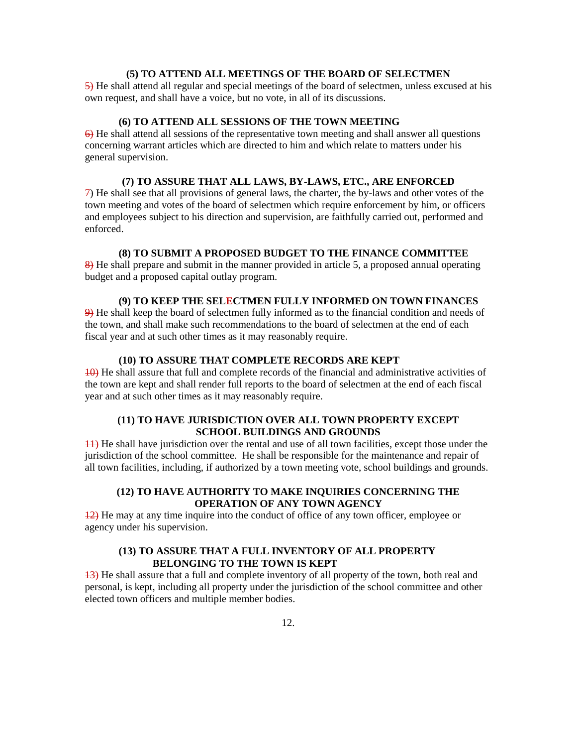### (5) TO ATTEND ALL MEETINGS OF THE BOARD OF SELECTMEN

~~5)~~ He shall attend all regular and special meetings of the board of selectmen, unless excused at his own request, and shall have a voice, but no vote, in all of its discussions.

### (6) TO ATTEND ALL SESSIONS OF THE TOWN MEETING

~~6)~~ He shall attend all sessions of the representative town meeting and shall answer all questions concerning warrant articles which are directed to him and which relate to matters under his general supervision.

### (7) TO ASSURE THAT ALL LAWS, BY-LAWS, ETC., ARE ENFORCED

~~7)~~ He shall see that all provisions of general laws, the charter, the by-laws and other votes of the town meeting and votes of the board of selectmen which require enforcement by him, or officers and employees subject to his direction and supervision, are faithfully carried out, performed and enforced.

### (8) TO SUBMIT A PROPOSED BUDGET TO THE FINANCE COMMITTEE

~~8)~~ He shall prepare and submit in the manner provided in article 5, a proposed annual operating budget and a proposed capital outlay program.

### (9) TO KEEP THE SELECTMEN FULLY INFORMED ON TOWN FINANCES

~~9)~~ He shall keep the board of selectmen fully informed as to the financial condition and needs of the town, and shall make such recommendations to the board of selectmen at the end of each fiscal year and at such other times as it may reasonably require.

### (10) TO ASSURE THAT COMPLETE RECORDS ARE KEPT

~~10)~~ He shall assure that full and complete records of the financial and administrative activities of the town are kept and shall render full reports to the board of selectmen at the end of each fiscal year and at such other times as it may reasonably require.

### (11) TO HAVE JURISDICTION OVER ALL TOWN PROPERTY EXCEPT SCHOOL BUILDINGS AND GROUNDS

~~11)~~ He shall have jurisdiction over the rental and use of all town facilities, except those under the jurisdiction of the school committee. He shall be responsible for the maintenance and repair of all town facilities, including, if authorized by a town meeting vote, school buildings and grounds.

### (12) TO HAVE AUTHORITY TO MAKE INQUIRIES CONCERNING THE OPERATION OF ANY TOWN AGENCY

~~12)~~ He may at any time inquire into the conduct of office of any town officer, employee or agency under his supervision.

### (13) TO ASSURE THAT A FULL INVENTORY OF ALL PROPERTY BELONGING TO THE TOWN IS KEPT

~~13)~~ He shall assure that a full and complete inventory of all property of the town, both real and personal, is kept, including all property under the jurisdiction of the school committee and other elected town officers and multiple member bodies.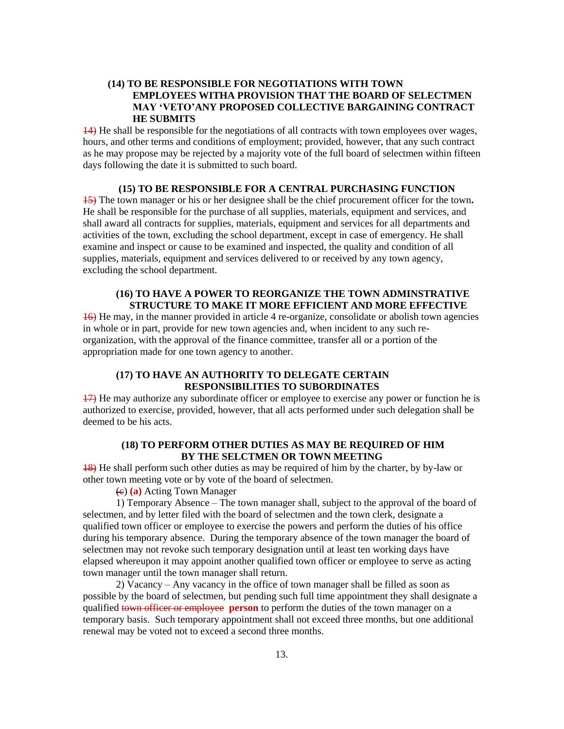**(14) TO BE RESPONSIBLE FOR NEGOTIATIONS WITH TOWN EMPLOYEES WITHA PROVISION THAT THE BOARD OF SELECTMEN MAY 'VETO'ANY PROPOSED COLLECTIVE BARGAINING CONTRACT HE SUBMITS**

~~14)~~ He shall be responsible for the negotiations of all contracts with town employees over wages, hours, and other terms and conditions of employment; provided, however, that any such contract as he may propose may be rejected by a majority vote of the full board of selectmen within fifteen days following the date it is submitted to such board.

**(15) TO BE RESPONSIBLE FOR A CENTRAL PURCHASING FUNCTION**

~~15)~~ The town manager or his or her designee shall be the chief procurement officer for the town**.** He shall be responsible for the purchase of all supplies, materials, equipment and services, and shall award all contracts for supplies, materials, equipment and services for all departments and activities of the town, excluding the school department, except in case of emergency. He shall examine and inspect or cause to be examined and inspected, the quality and condition of all supplies, materials, equipment and services delivered to or received by any town agency, excluding the school department.

**(16) TO HAVE A POWER TO REORGANIZE THE TOWN ADMINSTRATIVE STRUCTURE TO MAKE IT MORE EFFICIENT AND MORE EFFECTIVE**

~~16)~~ He may, in the manner provided in article 4 re-organize, consolidate or abolish town agencies in whole or in part, provide for new town agencies and, when incident to any such re-organization, with the approval of the finance committee, transfer all or a portion of the appropriation made for one town agency to another.

**(17) TO HAVE AN AUTHORITY TO DELEGATE CERTAIN RESPONSIBILITIES TO SUBORDINATES**

~~17)~~ He may authorize any subordinate officer or employee to exercise any power or function he is authorized to exercise, provided, however, that all acts performed under such delegation shall be deemed to be his acts.

**(18) TO PERFORM OTHER DUTIES AS MAY BE REQUIRED OF HIM BY THE SELCTMEN OR TOWN MEETING**

~~18)~~ He shall perform such other duties as may be required of him by the charter, by by-law or other town meeting vote or by vote of the board of selectmen.

~~(c)~~ **(a)** Acting Town Manager

1) Temporary Absence – The town manager shall, subject to the approval of the board of selectmen, and by letter filed with the board of selectmen and the town clerk, designate a qualified town officer or employee to exercise the powers and perform the duties of his office during his temporary absence. During the temporary absence of the town manager the board of selectmen may not revoke such temporary designation until at least ten working days have elapsed whereupon it may appoint another qualified town officer or employee to serve as acting town manager until the town manager shall return.

2) Vacancy – Any vacancy in the office of town manager shall be filled as soon as possible by the board of selectmen, but pending such full time appointment they shall designate a qualified ~~town officer or employee~~ **person** to perform the duties of the town manager on a temporary basis. Such temporary appointment shall not exceed three months, but one additional renewal may be voted not to exceed a second three months.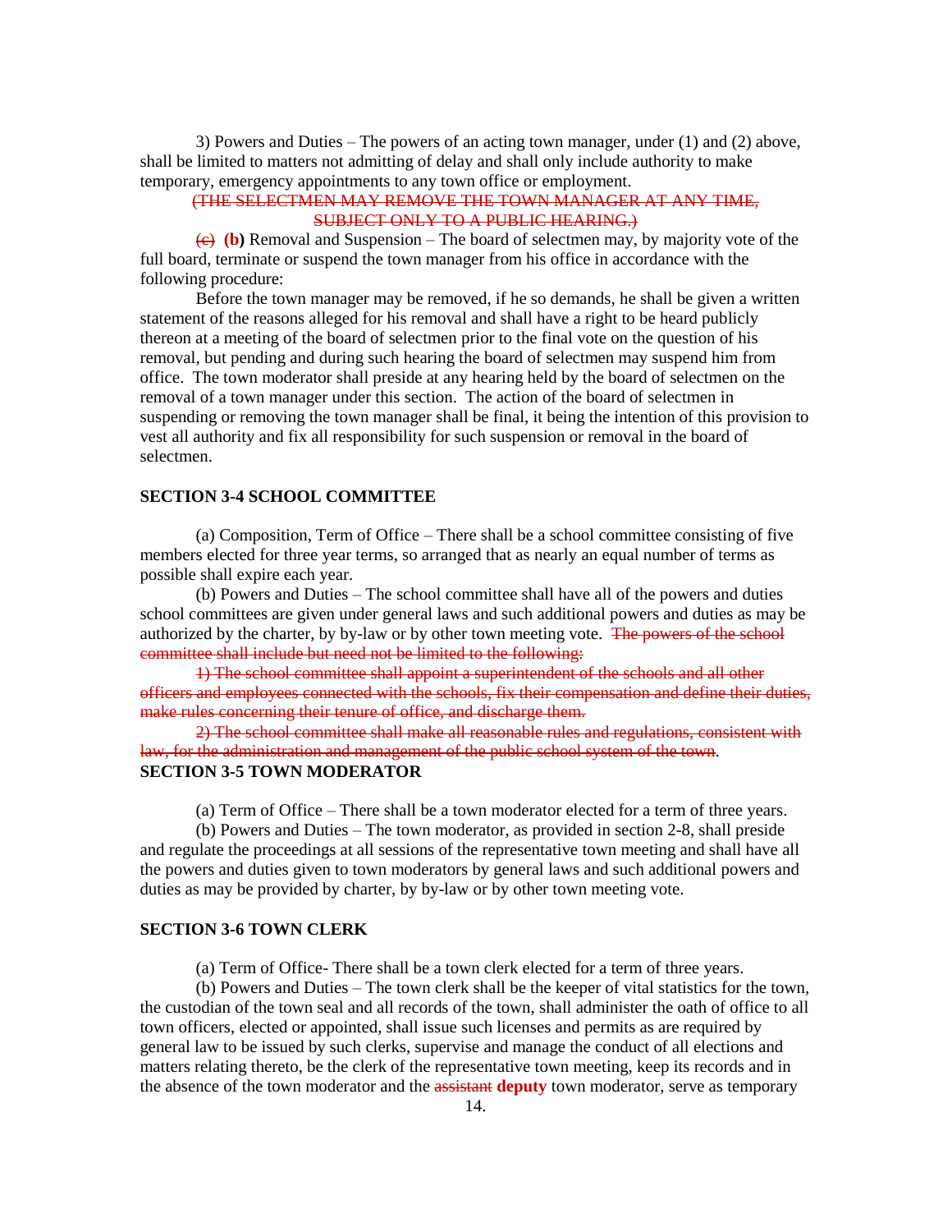3) Powers and Duties – The powers of an acting town manager, under (1) and (2) above, shall be limited to matters not admitting of delay and shall only include authority to make temporary, emergency appointments to any town office or employment.

~~(THE SELECTMEN MAY REMOVE THE TOWN MANAGER AT ANY TIME, SUBJECT ONLY TO A PUBLIC HEARING.)~~

~~(c)~~ **(b)** Removal and Suspension – The board of selectmen may, by majority vote of the full board, terminate or suspend the town manager from his office in accordance with the following procedure:

Before the town manager may be removed, if he so demands, he shall be given a written statement of the reasons alleged for his removal and shall have a right to be heard publicly thereon at a meeting of the board of selectmen prior to the final vote on the question of his removal, but pending and during such hearing the board of selectmen may suspend him from office. The town moderator shall preside at any hearing held by the board of selectmen on the removal of a town manager under this section. The action of the board of selectmen in suspending or removing the town manager shall be final, it being the intention of this provision to vest all authority and fix all responsibility for such suspension or removal in the board of selectmen.

**SECTION 3-4 SCHOOL COMMITTEE**

(a) Composition, Term of Office – There shall be a school committee consisting of five members elected for three year terms, so arranged that as nearly an equal number of terms as possible shall expire each year.

(b) Powers and Duties – The school committee shall have all of the powers and duties school committees are given under general laws and such additional powers and duties as may be authorized by the charter, by by-law or by other town meeting vote. ~~The powers of the school committee shall include but need not be limited to the following:~~

~~1) The school committee shall appoint a superintendent of the schools and all other officers and employees connected with the schools, fix their compensation and define their duties, make rules concerning their tenure of office, and discharge them.~~

~~2) The school committee shall make all reasonable rules and regulations, consistent with law, for the administration and management of the public school system of the town~~.

**SECTION 3-5 TOWN MODERATOR**

(a) Term of Office – There shall be a town moderator elected for a term of three years.

(b) Powers and Duties – The town moderator, as provided in section 2-8, shall preside and regulate the proceedings at all sessions of the representative town meeting and shall have all the powers and duties given to town moderators by general laws and such additional powers and duties as may be provided by charter, by by-law or by other town meeting vote.

**SECTION 3-6 TOWN CLERK**

(a) Term of Office- There shall be a town clerk elected for a term of three years.

(b) Powers and Duties – The town clerk shall be the keeper of vital statistics for the town, the custodian of the town seal and all records of the town, shall administer the oath of office to all town officers, elected or appointed, shall issue such licenses and permits as are required by general law to be issued by such clerks, supervise and manage the conduct of all elections and matters relating thereto, be the clerk of the representative town meeting, keep its records and in the absence of the town moderator and the ~~assistant~~ **deputy** town moderator, serve as temporary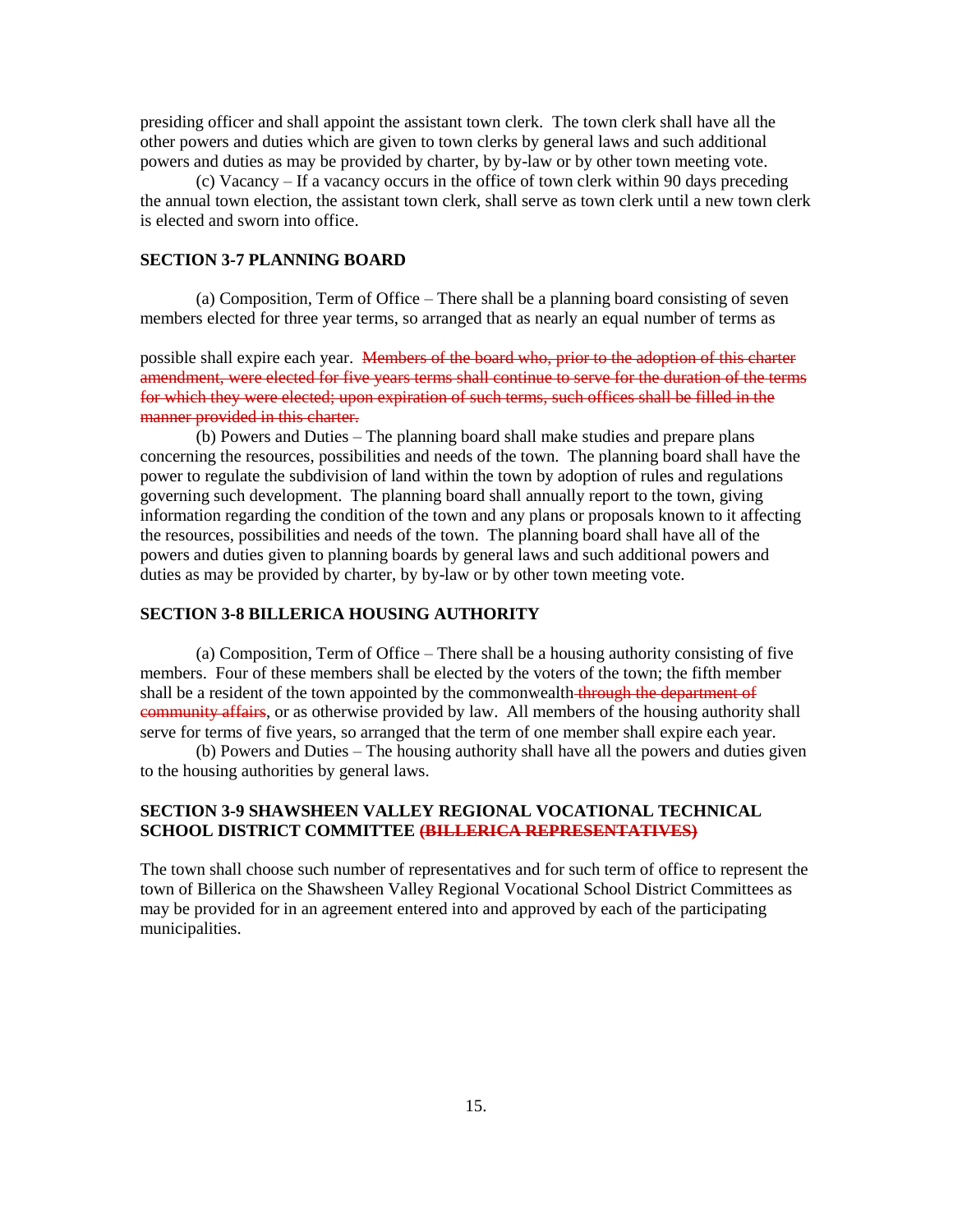presiding officer and shall appoint the assistant town clerk. The town clerk shall have all the other powers and duties which are given to town clerks by general laws and such additional powers and duties as may be provided by charter, by by-law or by other town meeting vote.

(c) Vacancy – If a vacancy occurs in the office of town clerk within 90 days preceding the annual town election, the assistant town clerk, shall serve as town clerk until a new town clerk is elected and sworn into office.

**SECTION 3-7 PLANNING BOARD**

(a) Composition, Term of Office – There shall be a planning board consisting of seven members elected for three year terms, so arranged that as nearly an equal number of terms as possible shall expire each year. ~~Members of the board who, prior to the adoption of this charter amendment, were elected for five years terms shall continue to serve for the duration of the terms for which they were elected; upon expiration of such terms, such offices shall be filled in the manner provided in this charter.~~

(b) Powers and Duties – The planning board shall make studies and prepare plans concerning the resources, possibilities and needs of the town. The planning board shall have the power to regulate the subdivision of land within the town by adoption of rules and regulations governing such development. The planning board shall annually report to the town, giving information regarding the condition of the town and any plans or proposals known to it affecting the resources, possibilities and needs of the town. The planning board shall have all of the powers and duties given to planning boards by general laws and such additional powers and duties as may be provided by charter, by by-law or by other town meeting vote.

**SECTION 3-8 BILLERICA HOUSING AUTHORITY**

(a) Composition, Term of Office – There shall be a housing authority consisting of five members. Four of these members shall be elected by the voters of the town; the fifth member shall be a resident of the town appointed by the commonwealth ~~through the department of community affairs~~, or as otherwise provided by law. All members of the housing authority shall serve for terms of five years, so arranged that the term of one member shall expire each year.

(b) Powers and Duties – The housing authority shall have all the powers and duties given to the housing authorities by general laws.

**SECTION 3-9 SHAWSHEEN VALLEY REGIONAL VOCATIONAL TECHNICAL SCHOOL DISTRICT COMMITTEE ~~(BILLERICA REPRESENTATIVES)~~**

The town shall choose such number of representatives and for such term of office to represent the town of Billerica on the Shawsheen Valley Regional Vocational School District Committees as may be provided for in an agreement entered into and approved by each of the participating municipalities.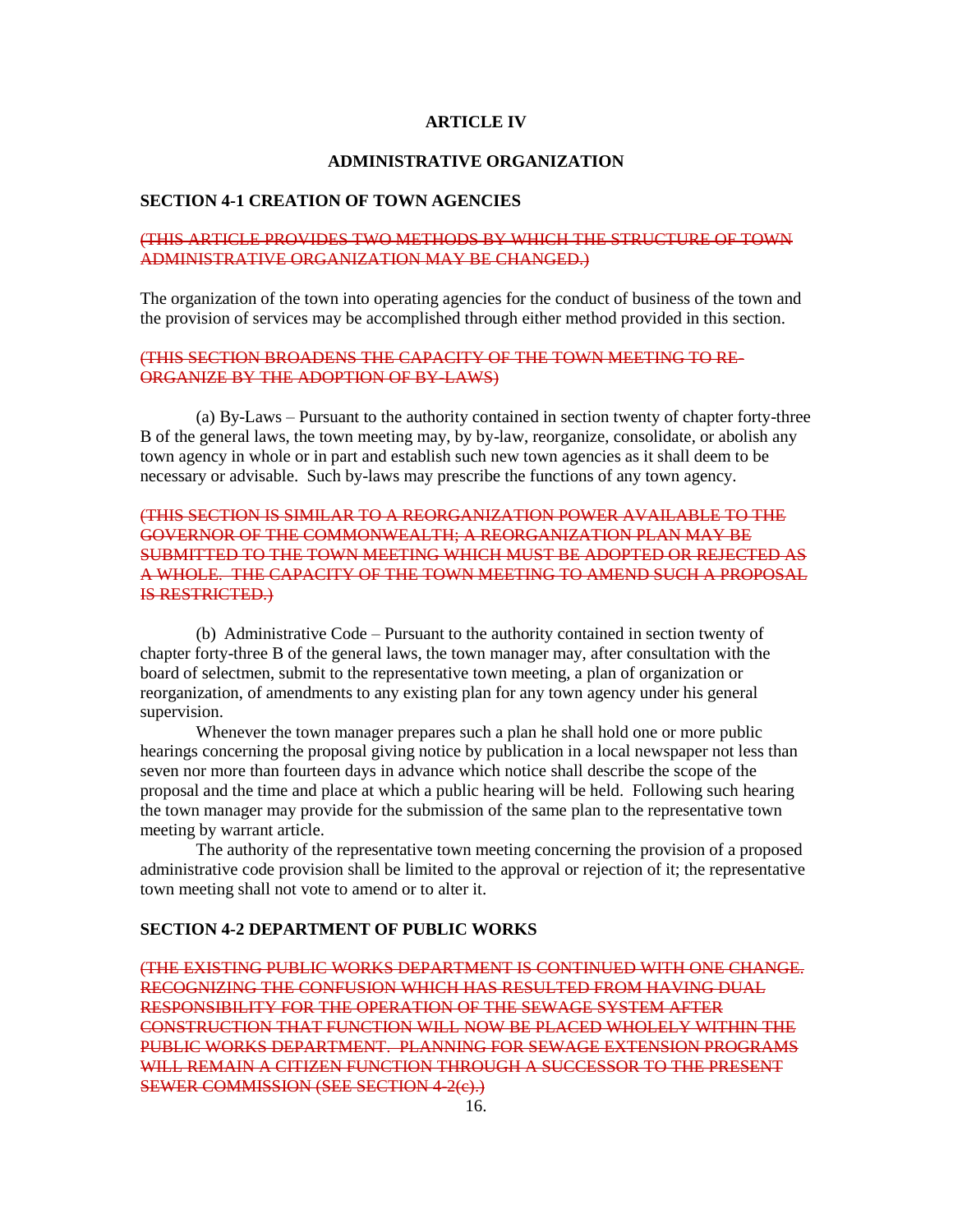## ARTICLE IV

## ADMINISTRATIVE ORGANIZATION

### SECTION 4-1 CREATION OF TOWN AGENCIES

~~(THIS ARTICLE PROVIDES TWO METHODS BY WHICH THE STRUCTURE OF TOWN ADMINISTRATIVE ORGANIZATION MAY BE CHANGED.)~~

The organization of the town into operating agencies for the conduct of business of the town and the provision of services may be accomplished through either method provided in this section.

~~(THIS SECTION BROADENS THE CAPACITY OF THE TOWN MEETING TO RE-ORGANIZE BY THE ADOPTION OF BY-LAWS)~~

(a) By-Laws – Pursuant to the authority contained in section twenty of chapter forty-three B of the general laws, the town meeting may, by by-law, reorganize, consolidate, or abolish any town agency in whole or in part and establish such new town agencies as it shall deem to be necessary or advisable. Such by-laws may prescribe the functions of any town agency.

~~(THIS SECTION IS SIMILAR TO A REORGANIZATION POWER AVAILABLE TO THE GOVERNOR OF THE COMMONWEALTH; A REORGANIZATION PLAN MAY BE SUBMITTED TO THE TOWN MEETING WHICH MUST BE ADOPTED OR REJECTED AS A WHOLE. THE CAPACITY OF THE TOWN MEETING TO AMEND SUCH A PROPOSAL IS RESTRICTED.)~~

(b) Administrative Code – Pursuant to the authority contained in section twenty of chapter forty-three B of the general laws, the town manager may, after consultation with the board of selectmen, submit to the representative town meeting, a plan of organization or reorganization, of amendments to any existing plan for any town agency under his general supervision.

Whenever the town manager prepares such a plan he shall hold one or more public hearings concerning the proposal giving notice by publication in a local newspaper not less than seven nor more than fourteen days in advance which notice shall describe the scope of the proposal and the time and place at which a public hearing will be held. Following such hearing the town manager may provide for the submission of the same plan to the representative town meeting by warrant article.

The authority of the representative town meeting concerning the provision of a proposed administrative code provision shall be limited to the approval or rejection of it; the representative town meeting shall not vote to amend or to alter it.

### SECTION 4-2 DEPARTMENT OF PUBLIC WORKS

~~(THE EXISTING PUBLIC WORKS DEPARTMENT IS CONTINUED WITH ONE CHANGE. RECOGNIZING THE CONFUSION WHICH HAS RESULTED FROM HAVING DUAL RESPONSIBILITY FOR THE OPERATION OF THE SEWAGE SYSTEM AFTER CONSTRUCTION THAT FUNCTION WILL NOW BE PLACED WHOLELY WITHIN THE PUBLIC WORKS DEPARTMENT. PLANNING FOR SEWAGE EXTENSION PROGRAMS WILL REMAIN A CITIZEN FUNCTION THROUGH A SUCCESSOR TO THE PRESENT SEWER COMMISSION (SEE SECTION 4-2(c).)~~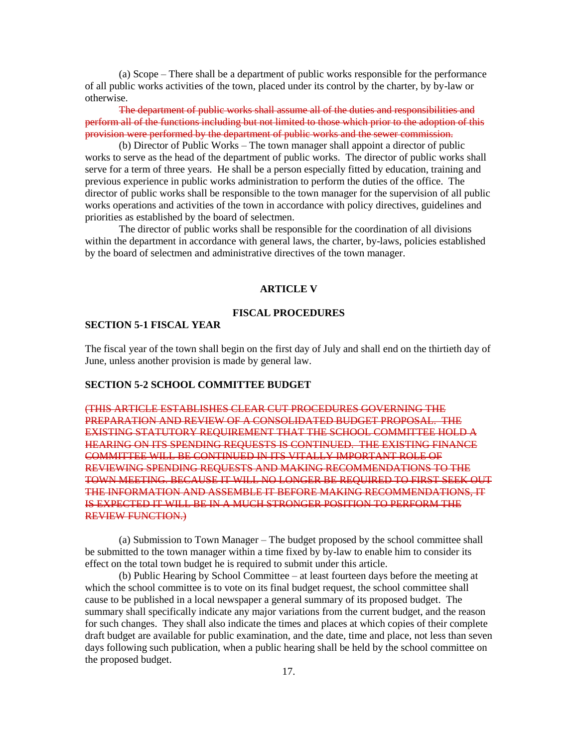(a) Scope – There shall be a department of public works responsible for the performance of all public works activities of the town, placed under its control by the charter, by by-law or otherwise.

~~The department of public works shall assume all of the duties and responsibilities and perform all of the functions including but not limited to those which prior to the adoption of this provision were performed by the department of public works and the sewer commission.~~

(b) Director of Public Works – The town manager shall appoint a director of public works to serve as the head of the department of public works. The director of public works shall serve for a term of three years. He shall be a person especially fitted by education, training and previous experience in public works administration to perform the duties of the office. The director of public works shall be responsible to the town manager for the supervision of all public works operations and activities of the town in accordance with policy directives, guidelines and priorities as established by the board of selectmen.

The director of public works shall be responsible for the coordination of all divisions within the department in accordance with general laws, the charter, by-laws, policies established by the board of selectmen and administrative directives of the town manager.

## ARTICLE V

## FISCAL PROCEDURES

### SECTION 5-1 FISCAL YEAR

The fiscal year of the town shall begin on the first day of July and shall end on the thirtieth day of June, unless another provision is made by general law.

### SECTION 5-2 SCHOOL COMMITTEE BUDGET

~~(THIS ARTICLE ESTABLISHES CLEAR CUT PROCEDURES GOVERNING THE PREPARATION AND REVIEW OF A CONSOLIDATED BUDGET PROPOSAL. THE EXISTING STATUTORY REQUIREMENT THAT THE SCHOOL COMMITTEE HOLD A HEARING ON ITS SPENDING REQUESTS IS CONTINUED. THE EXISTING FINANCE COMMITTEE WILL BE CONTINUED IN ITS VITALLY IMPORTANT ROLE OF REVIEWING SPENDING REQUESTS AND MAKING RECOMMENDATIONS TO THE TOWN MEETING. BECAUSE IT WILL NO LONGER BE REQUIRED TO FIRST SEEK OUT THE INFORMATION AND ASSEMBLE IT BEFORE MAKING RECOMMENDATIONS, IT IS EXPECTED IT WILL BE IN A MUCH STRONGER POSITION TO PERFORM THE REVIEW FUNCTION.)~~

(a) Submission to Town Manager – The budget proposed by the school committee shall be submitted to the town manager within a time fixed by by-law to enable him to consider its effect on the total town budget he is required to submit under this article.

(b) Public Hearing by School Committee – at least fourteen days before the meeting at which the school committee is to vote on its final budget request, the school committee shall cause to be published in a local newspaper a general summary of its proposed budget. The summary shall specifically indicate any major variations from the current budget, and the reason for such changes. They shall also indicate the times and places at which copies of their complete draft budget are available for public examination, and the date, time and place, not less than seven days following such publication, when a public hearing shall be held by the school committee on the proposed budget.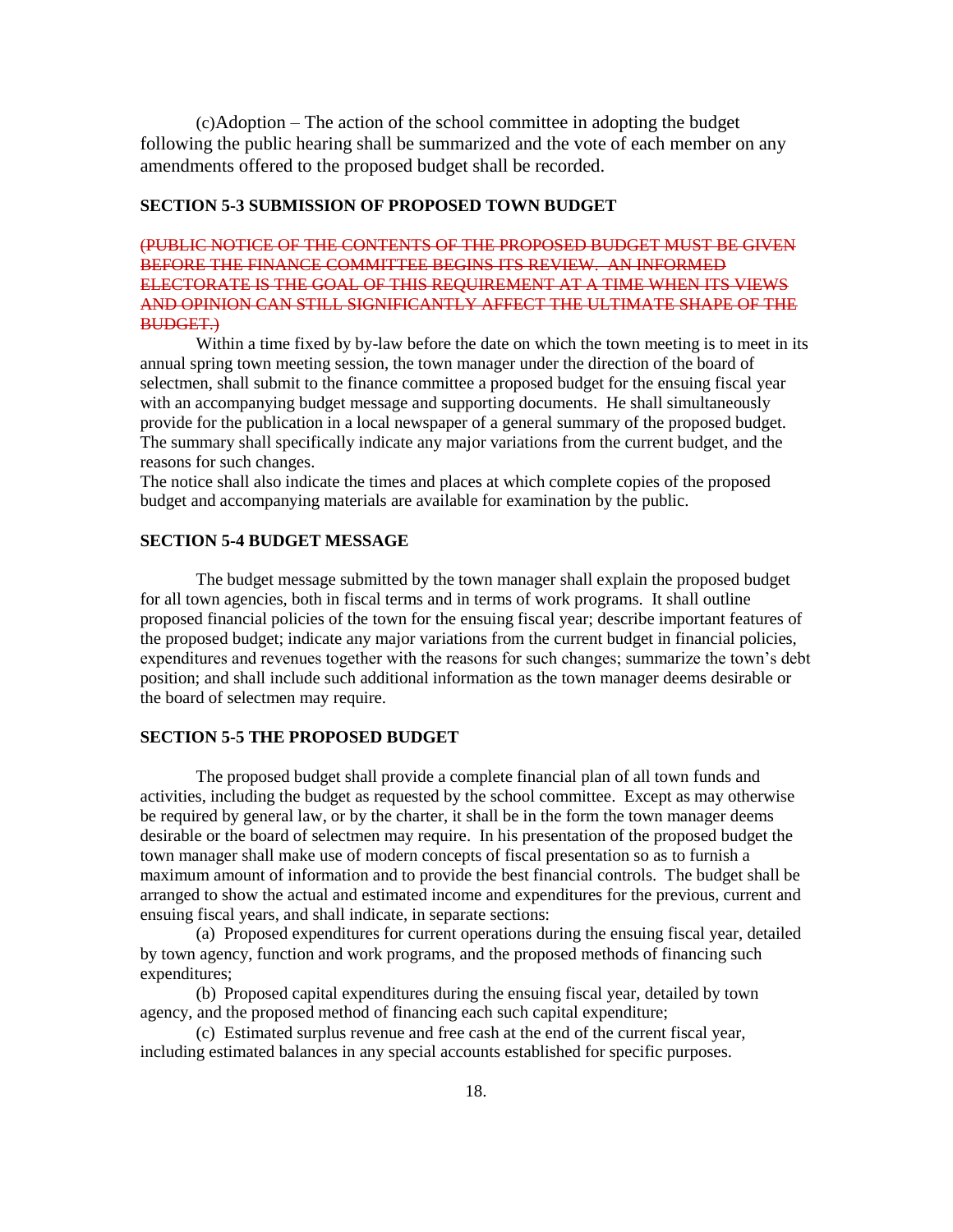(c)Adoption – The action of the school committee in adopting the budget following the public hearing shall be summarized and the vote of each member on any amendments offered to the proposed budget shall be recorded.

**SECTION 5-3 SUBMISSION OF PROPOSED TOWN BUDGET**

~~(PUBLIC NOTICE OF THE CONTENTS OF THE PROPOSED BUDGET MUST BE GIVEN BEFORE THE FINANCE COMMITTEE BEGINS ITS REVIEW. AN INFORMED ELECTORATE IS THE GOAL OF THIS REQUIREMENT AT A TIME WHEN ITS VIEWS AND OPINION CAN STILL SIGNIFICANTLY AFFECT THE ULTIMATE SHAPE OF THE BUDGET.)~~

Within a time fixed by by-law before the date on which the town meeting is to meet in its annual spring town meeting session, the town manager under the direction of the board of selectmen, shall submit to the finance committee a proposed budget for the ensuing fiscal year with an accompanying budget message and supporting documents. He shall simultaneously provide for the publication in a local newspaper of a general summary of the proposed budget. The summary shall specifically indicate any major variations from the current budget, and the reasons for such changes.

The notice shall also indicate the times and places at which complete copies of the proposed budget and accompanying materials are available for examination by the public.

**SECTION 5-4 BUDGET MESSAGE**

The budget message submitted by the town manager shall explain the proposed budget for all town agencies, both in fiscal terms and in terms of work programs. It shall outline proposed financial policies of the town for the ensuing fiscal year; describe important features of the proposed budget; indicate any major variations from the current budget in financial policies, expenditures and revenues together with the reasons for such changes; summarize the town's debt position; and shall include such additional information as the town manager deems desirable or the board of selectmen may require.

**SECTION 5-5 THE PROPOSED BUDGET**

The proposed budget shall provide a complete financial plan of all town funds and activities, including the budget as requested by the school committee. Except as may otherwise be required by general law, or by the charter, it shall be in the form the town manager deems desirable or the board of selectmen may require. In his presentation of the proposed budget the town manager shall make use of modern concepts of fiscal presentation so as to furnish a maximum amount of information and to provide the best financial controls. The budget shall be arranged to show the actual and estimated income and expenditures for the previous, current and ensuing fiscal years, and shall indicate, in separate sections:

(a) Proposed expenditures for current operations during the ensuing fiscal year, detailed by town agency, function and work programs, and the proposed methods of financing such expenditures;

(b) Proposed capital expenditures during the ensuing fiscal year, detailed by town agency, and the proposed method of financing each such capital expenditure;

(c) Estimated surplus revenue and free cash at the end of the current fiscal year, including estimated balances in any special accounts established for specific purposes.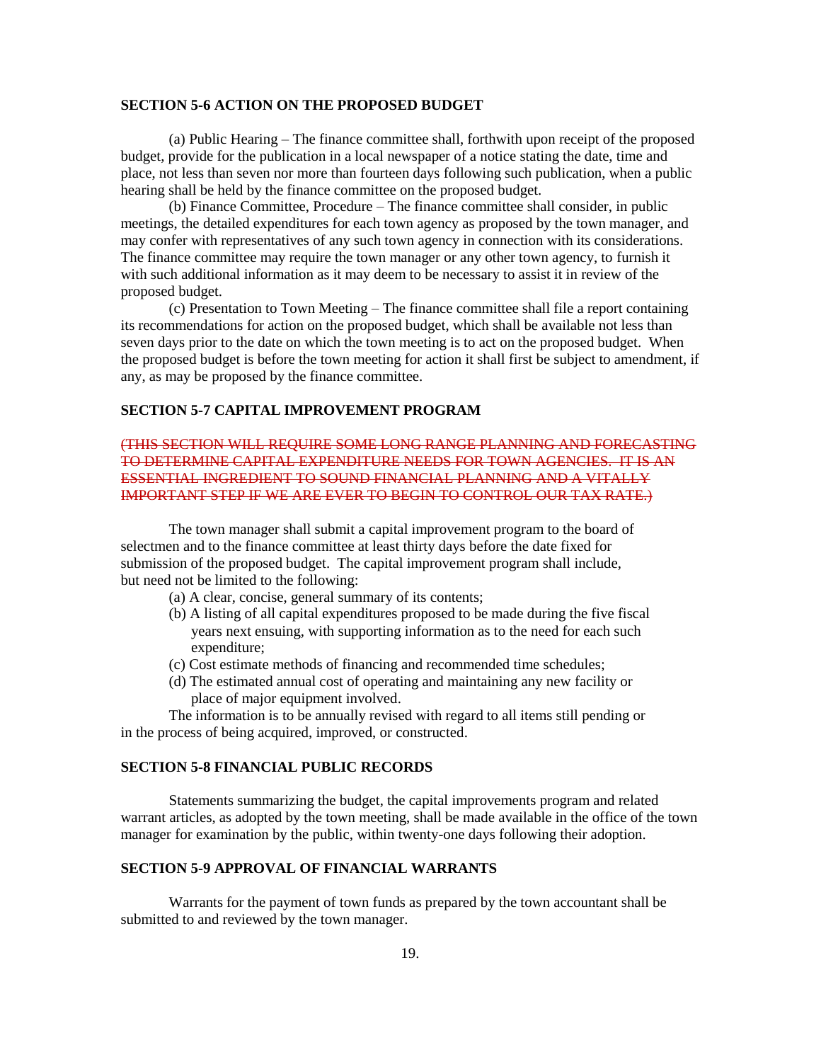### SECTION 5-6 ACTION ON THE PROPOSED BUDGET

(a) Public Hearing – The finance committee shall, forthwith upon receipt of the proposed budget, provide for the publication in a local newspaper of a notice stating the date, time and place, not less than seven nor more than fourteen days following such publication, when a public hearing shall be held by the finance committee on the proposed budget.

(b) Finance Committee, Procedure – The finance committee shall consider, in public meetings, the detailed expenditures for each town agency as proposed by the town manager, and may confer with representatives of any such town agency in connection with its considerations. The finance committee may require the town manager or any other town agency, to furnish it with such additional information as it may deem to be necessary to assist it in review of the proposed budget.

(c) Presentation to Town Meeting – The finance committee shall file a report containing its recommendations for action on the proposed budget, which shall be available not less than seven days prior to the date on which the town meeting is to act on the proposed budget. When the proposed budget is before the town meeting for action it shall first be subject to amendment, if any, as may be proposed by the finance committee.

### SECTION 5-7 CAPITAL IMPROVEMENT PROGRAM

~~(THIS SECTION WILL REQUIRE SOME LONG RANGE PLANNING AND FORECASTING TO DETERMINE CAPITAL EXPENDITURE NEEDS FOR TOWN AGENCIES. IT IS AN ESSENTIAL INGREDIENT TO SOUND FINANCIAL PLANNING AND A VITALLY IMPORTANT STEP IF WE ARE EVER TO BEGIN TO CONTROL OUR TAX RATE.)~~

The town manager shall submit a capital improvement program to the board of selectmen and to the finance committee at least thirty days before the date fixed for submission of the proposed budget. The capital improvement program shall include, but need not be limited to the following:

(a) A clear, concise, general summary of its contents;
(b) A listing of all capital expenditures proposed to be made during the five fiscal years next ensuing, with supporting information as to the need for each such expenditure;
(c) Cost estimate methods of financing and recommended time schedules;
(d) The estimated annual cost of operating and maintaining any new facility or place of major equipment involved.

The information is to be annually revised with regard to all items still pending or in the process of being acquired, improved, or constructed.

### SECTION 5-8 FINANCIAL PUBLIC RECORDS

Statements summarizing the budget, the capital improvements program and related warrant articles, as adopted by the town meeting, shall be made available in the office of the town manager for examination by the public, within twenty-one days following their adoption.

### SECTION 5-9 APPROVAL OF FINANCIAL WARRANTS

Warrants for the payment of town funds as prepared by the town accountant shall be submitted to and reviewed by the town manager.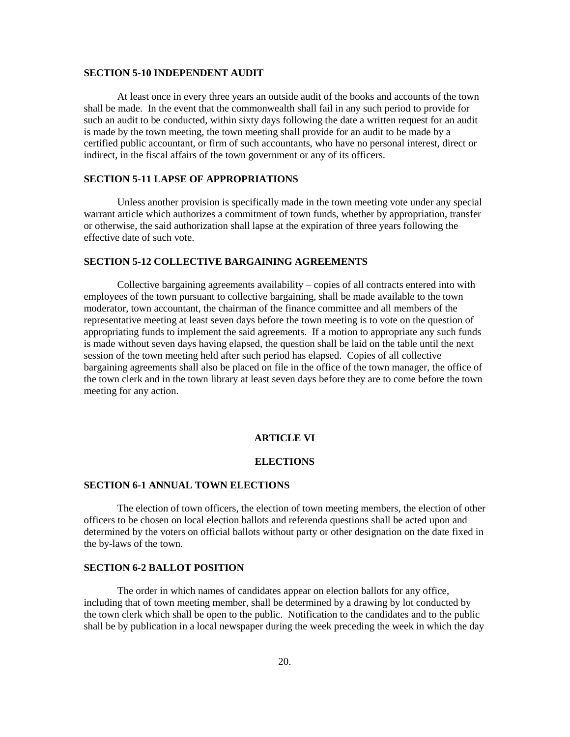### SECTION 5-10 INDEPENDENT AUDIT

At least once in every three years an outside audit of the books and accounts of the town shall be made. In the event that the commonwealth shall fail in any such period to provide for such an audit to be conducted, within sixty days following the date a written request for an audit is made by the town meeting, the town meeting shall provide for an audit to be made by a certified public accountant, or firm of such accountants, who have no personal interest, direct or indirect, in the fiscal affairs of the town government or any of its officers.

### SECTION 5-11 LAPSE OF APPROPRIATIONS

Unless another provision is specifically made in the town meeting vote under any special warrant article which authorizes a commitment of town funds, whether by appropriation, transfer or otherwise, the said authorization shall lapse at the expiration of three years following the effective date of such vote.

### SECTION 5-12 COLLECTIVE BARGAINING AGREEMENTS

Collective bargaining agreements availability – copies of all contracts entered into with employees of the town pursuant to collective bargaining, shall be made available to the town moderator, town accountant, the chairman of the finance committee and all members of the representative meeting at least seven days before the town meeting is to vote on the question of appropriating funds to implement the said agreements. If a motion to appropriate any such funds is made without seven days having elapsed, the question shall be laid on the table until the next session of the town meeting held after such period has elapsed. Copies of all collective bargaining agreements shall also be placed on file in the office of the town manager, the office of the town clerk and in the town library at least seven days before they are to come before the town meeting for any action.

## ARTICLE VI

## ELECTIONS

### SECTION 6-1 ANNUAL TOWN ELECTIONS

The election of town officers, the election of town meeting members, the election of other officers to be chosen on local election ballots and referenda questions shall be acted upon and determined by the voters on official ballots without party or other designation on the date fixed in the by-laws of the town.

### SECTION 6-2 BALLOT POSITION

The order in which names of candidates appear on election ballots for any office, including that of town meeting member, shall be determined by a drawing by lot conducted by the town clerk which shall be open to the public. Notification to the candidates and to the public shall be by publication in a local newspaper during the week preceding the week in which the day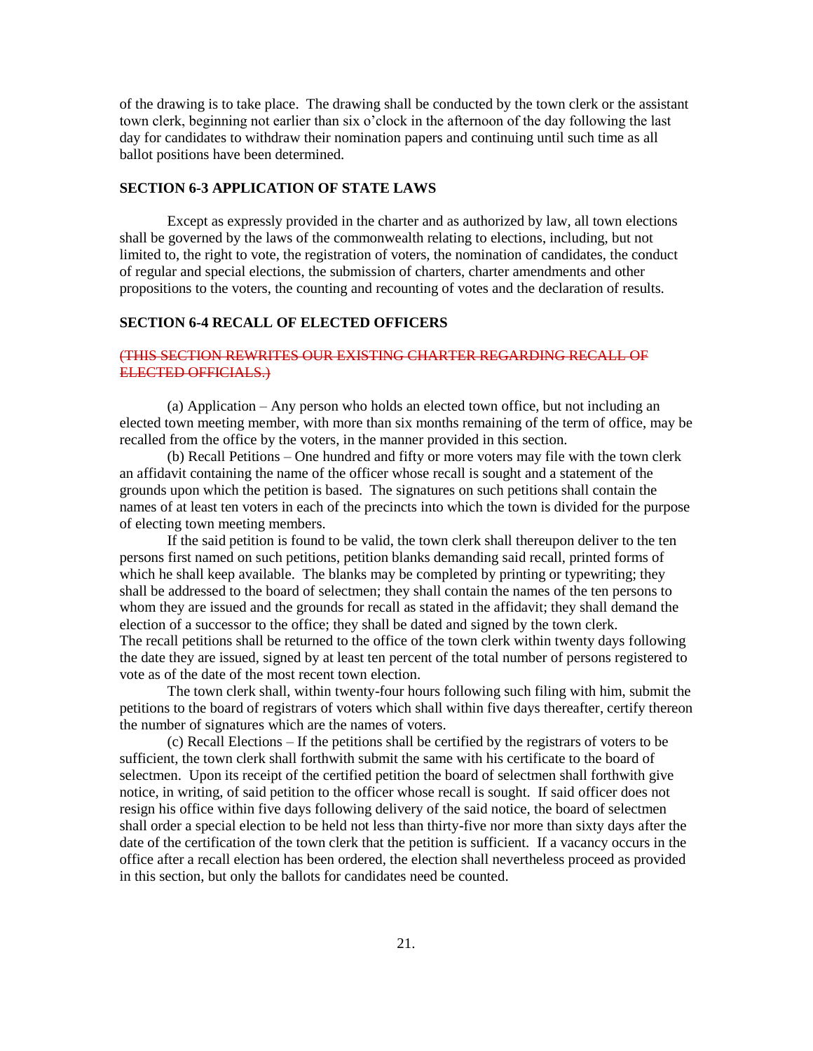of the drawing is to take place. The drawing shall be conducted by the town clerk or the assistant town clerk, beginning not earlier than six o'clock in the afternoon of the day following the last day for candidates to withdraw their nomination papers and continuing until such time as all ballot positions have been determined.

## SECTION 6-3 APPLICATION OF STATE LAWS

Except as expressly provided in the charter and as authorized by law, all town elections shall be governed by the laws of the commonwealth relating to elections, including, but not limited to, the right to vote, the registration of voters, the nomination of candidates, the conduct of regular and special elections, the submission of charters, charter amendments and other propositions to the voters, the counting and recounting of votes and the declaration of results.

## SECTION 6-4 RECALL OF ELECTED OFFICERS

~~(THIS SECTION REWRITES OUR EXISTING CHARTER REGARDING RECALL OF ELECTED OFFICIALS.)~~

(a) Application – Any person who holds an elected town office, but not including an elected town meeting member, with more than six months remaining of the term of office, may be recalled from the office by the voters, in the manner provided in this section.

(b) Recall Petitions – One hundred and fifty or more voters may file with the town clerk an affidavit containing the name of the officer whose recall is sought and a statement of the grounds upon which the petition is based. The signatures on such petitions shall contain the names of at least ten voters in each of the precincts into which the town is divided for the purpose of electing town meeting members.

If the said petition is found to be valid, the town clerk shall thereupon deliver to the ten persons first named on such petitions, petition blanks demanding said recall, printed forms of which he shall keep available. The blanks may be completed by printing or typewriting; they shall be addressed to the board of selectmen; they shall contain the names of the ten persons to whom they are issued and the grounds for recall as stated in the affidavit; they shall demand the election of a successor to the office; they shall be dated and signed by the town clerk. The recall petitions shall be returned to the office of the town clerk within twenty days following the date they are issued, signed by at least ten percent of the total number of persons registered to vote as of the date of the most recent town election.

The town clerk shall, within twenty-four hours following such filing with him, submit the petitions to the board of registrars of voters which shall within five days thereafter, certify thereon the number of signatures which are the names of voters.

(c) Recall Elections – If the petitions shall be certified by the registrars of voters to be sufficient, the town clerk shall forthwith submit the same with his certificate to the board of selectmen. Upon its receipt of the certified petition the board of selectmen shall forthwith give notice, in writing, of said petition to the officer whose recall is sought. If said officer does not resign his office within five days following delivery of the said notice, the board of selectmen shall order a special election to be held not less than thirty-five nor more than sixty days after the date of the certification of the town clerk that the petition is sufficient. If a vacancy occurs in the office after a recall election has been ordered, the election shall nevertheless proceed as provided in this section, but only the ballots for candidates need be counted.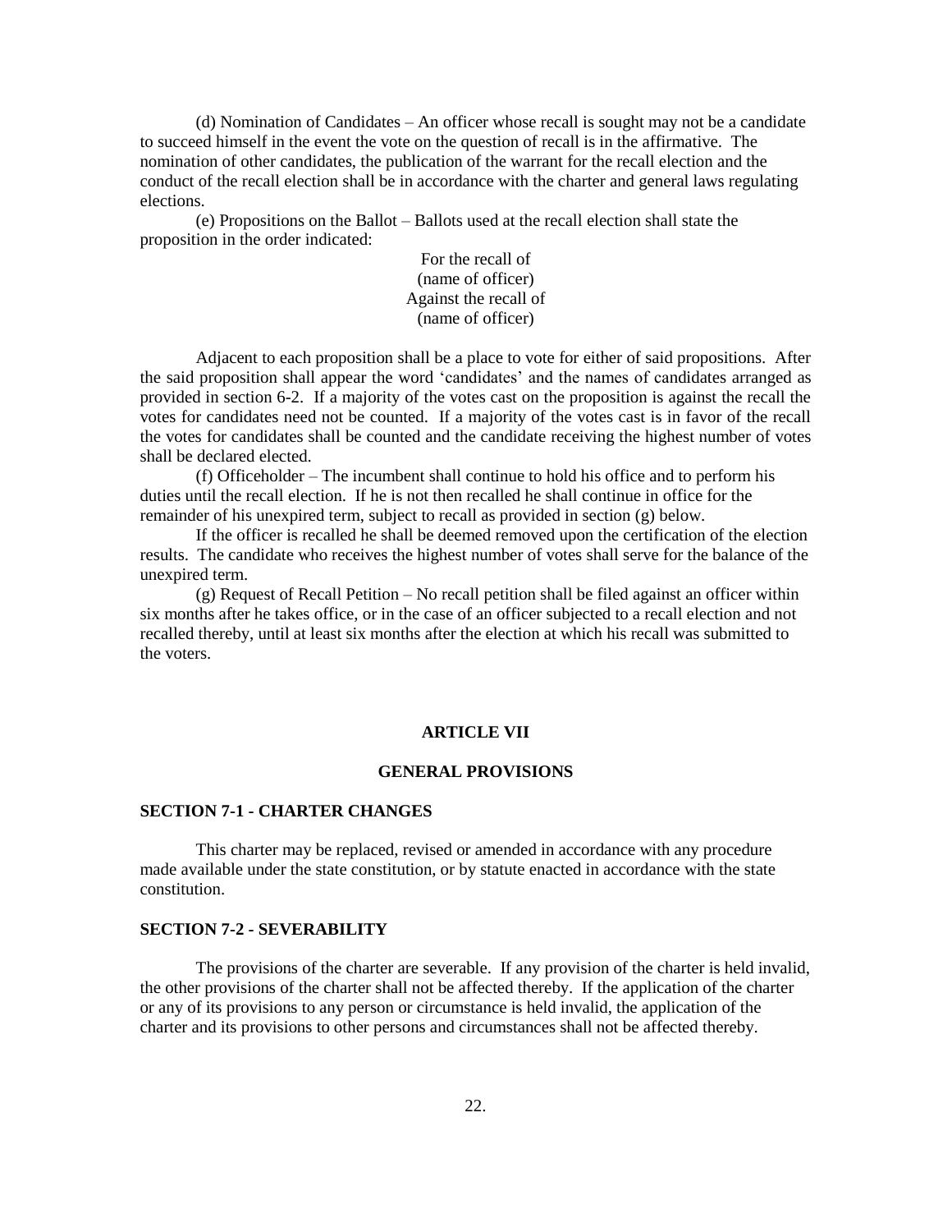(d) Nomination of Candidates – An officer whose recall is sought may not be a candidate to succeed himself in the event the vote on the question of recall is in the affirmative. The nomination of other candidates, the publication of the warrant for the recall election and the conduct of the recall election shall be in accordance with the charter and general laws regulating elections.

(e) Propositions on the Ballot – Ballots used at the recall election shall state the proposition in the order indicated:

For the recall of  
(name of officer)  
Against the recall of  
(name of officer)

Adjacent to each proposition shall be a place to vote for either of said propositions. After the said proposition shall appear the word 'candidates' and the names of candidates arranged as provided in section 6-2. If a majority of the votes cast on the proposition is against the recall the votes for candidates need not be counted. If a majority of the votes cast is in favor of the recall the votes for candidates shall be counted and the candidate receiving the highest number of votes shall be declared elected.

(f) Officeholder – The incumbent shall continue to hold his office and to perform his duties until the recall election. If he is not then recalled he shall continue in office for the remainder of his unexpired term, subject to recall as provided in section (g) below.

If the officer is recalled he shall be deemed removed upon the certification of the election results. The candidate who receives the highest number of votes shall serve for the balance of the unexpired term.

(g) Request of Recall Petition – No recall petition shall be filed against an officer within six months after he takes office, or in the case of an officer subjected to a recall election and not recalled thereby, until at least six months after the election at which his recall was submitted to the voters.

# ARTICLE VII

# GENERAL PROVISIONS

## SECTION 7-1 - CHARTER CHANGES

This charter may be replaced, revised or amended in accordance with any procedure made available under the state constitution, or by statute enacted in accordance with the state constitution.

## SECTION 7-2 - SEVERABILITY

The provisions of the charter are severable. If any provision of the charter is held invalid, the other provisions of the charter shall not be affected thereby. If the application of the charter or any of its provisions to any person or circumstance is held invalid, the application of the charter and its provisions to other persons and circumstances shall not be affected thereby.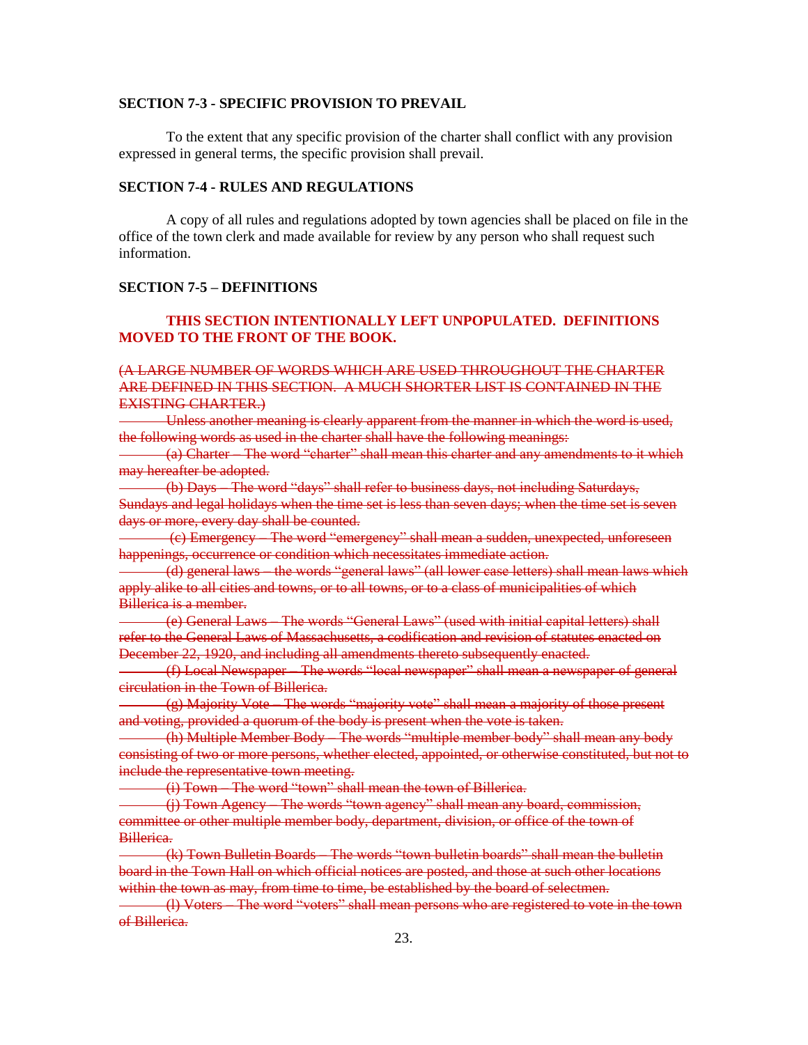**SECTION 7-3 - SPECIFIC PROVISION TO PREVAIL**

To the extent that any specific provision of the charter shall conflict with any provision expressed in general terms, the specific provision shall prevail.

**SECTION 7-4 - RULES AND REGULATIONS**

A copy of all rules and regulations adopted by town agencies shall be placed on file in the office of the town clerk and made available for review by any person who shall request such information.

**SECTION 7-5 – DEFINITIONS**

**THIS SECTION INTENTIONALLY LEFT UNPOPULATED. DEFINITIONS MOVED TO THE FRONT OF THE BOOK.**

~~(A LARGE NUMBER OF WORDS WHICH ARE USED THROUGHOUT THE CHARTER ARE DEFINED IN THIS SECTION. A MUCH SHORTER LIST IS CONTAINED IN THE EXISTING CHARTER.)~~

~~Unless another meaning is clearly apparent from the manner in which the word is used, the following words as used in the charter shall have the following meanings:~~

~~(a) Charter – The word "charter" shall mean this charter and any amendments to it which may hereafter be adopted.~~

~~(b) Days – The word "days" shall refer to business days, not including Saturdays, Sundays and legal holidays when the time set is less than seven days; when the time set is seven days or more, every day shall be counted.~~

~~(c) Emergency – The word "emergency" shall mean a sudden, unexpected, unforeseen happenings, occurrence or condition which necessitates immediate action.~~

~~(d) general laws – the words "general laws" (all lower case letters) shall mean laws which apply alike to all cities and towns, or to all towns, or to a class of municipalities of which Billerica is a member.~~

~~(e) General Laws – The words "General Laws" (used with initial capital letters) shall refer to the General Laws of Massachusetts, a codification and revision of statutes enacted on December 22, 1920, and including all amendments thereto subsequently enacted.~~

~~(f) Local Newspaper – The words "local newspaper" shall mean a newspaper of general circulation in the Town of Billerica.~~

~~(g) Majority Vote – The words "majority vote" shall mean a majority of those present and voting, provided a quorum of the body is present when the vote is taken.~~

~~(h) Multiple Member Body – The words "multiple member body" shall mean any body consisting of two or more persons, whether elected, appointed, or otherwise constituted, but not to include the representative town meeting.~~

~~(i) Town – The word "town" shall mean the town of Billerica.~~

~~(j) Town Agency – The words "town agency" shall mean any board, commission, committee or other multiple member body, department, division, or office of the town of Billerica.~~

~~(k) Town Bulletin Boards – The words "town bulletin boards" shall mean the bulletin board in the Town Hall on which official notices are posted, and those at such other locations within the town as may, from time to time, be established by the board of selectmen.~~

~~(l) Voters – The word "voters" shall mean persons who are registered to vote in the town of Billerica.~~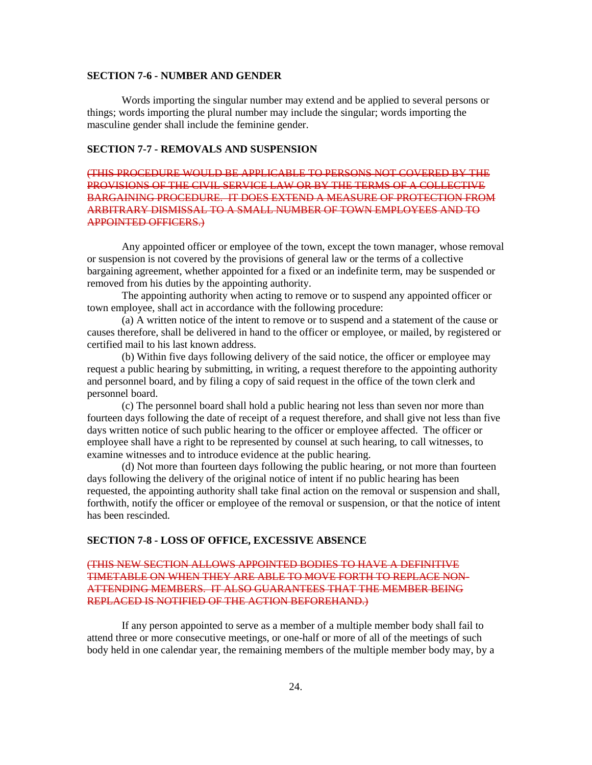**SECTION 7-6 - NUMBER AND GENDER**

Words importing the singular number may extend and be applied to several persons or things; words importing the plural number may include the singular; words importing the masculine gender shall include the feminine gender.

**SECTION 7-7 - REMOVALS AND SUSPENSION**

~~(THIS PROCEDURE WOULD BE APPLICABLE TO PERSONS NOT COVERED BY THE PROVISIONS OF THE CIVIL SERVICE LAW OR BY THE TERMS OF A COLLECTIVE BARGAINING PROCEDURE. IT DOES EXTEND A MEASURE OF PROTECTION FROM ARBITRARY DISMISSAL TO A SMALL NUMBER OF TOWN EMPLOYEES AND TO APPOINTED OFFICERS.)~~

Any appointed officer or employee of the town, except the town manager, whose removal or suspension is not covered by the provisions of general law or the terms of a collective bargaining agreement, whether appointed for a fixed or an indefinite term, may be suspended or removed from his duties by the appointing authority.

The appointing authority when acting to remove or to suspend any appointed officer or town employee, shall act in accordance with the following procedure:

(a) A written notice of the intent to remove or to suspend and a statement of the cause or causes therefore, shall be delivered in hand to the officer or employee, or mailed, by registered or certified mail to his last known address.

(b) Within five days following delivery of the said notice, the officer or employee may request a public hearing by submitting, in writing, a request therefore to the appointing authority and personnel board, and by filing a copy of said request in the office of the town clerk and personnel board.

(c) The personnel board shall hold a public hearing not less than seven nor more than fourteen days following the date of receipt of a request therefore, and shall give not less than five days written notice of such public hearing to the officer or employee affected. The officer or employee shall have a right to be represented by counsel at such hearing, to call witnesses, to examine witnesses and to introduce evidence at the public hearing.

(d) Not more than fourteen days following the public hearing, or not more than fourteen days following the delivery of the original notice of intent if no public hearing has been requested, the appointing authority shall take final action on the removal or suspension and shall, forthwith, notify the officer or employee of the removal or suspension, or that the notice of intent has been rescinded.

**SECTION 7-8 - LOSS OF OFFICE, EXCESSIVE ABSENCE**

~~(THIS NEW SECTION ALLOWS APPOINTED BODIES TO HAVE A DEFINITIVE TIMETABLE ON WHEN THEY ARE ABLE TO MOVE FORTH TO REPLACE NON-ATTENDING MEMBERS. IT ALSO GUARANTEES THAT THE MEMBER BEING REPLACED IS NOTIFIED OF THE ACTION BEFOREHAND.)~~

If any person appointed to serve as a member of a multiple member body shall fail to attend three or more consecutive meetings, or one-half or more of all of the meetings of such body held in one calendar year, the remaining members of the multiple member body may, by a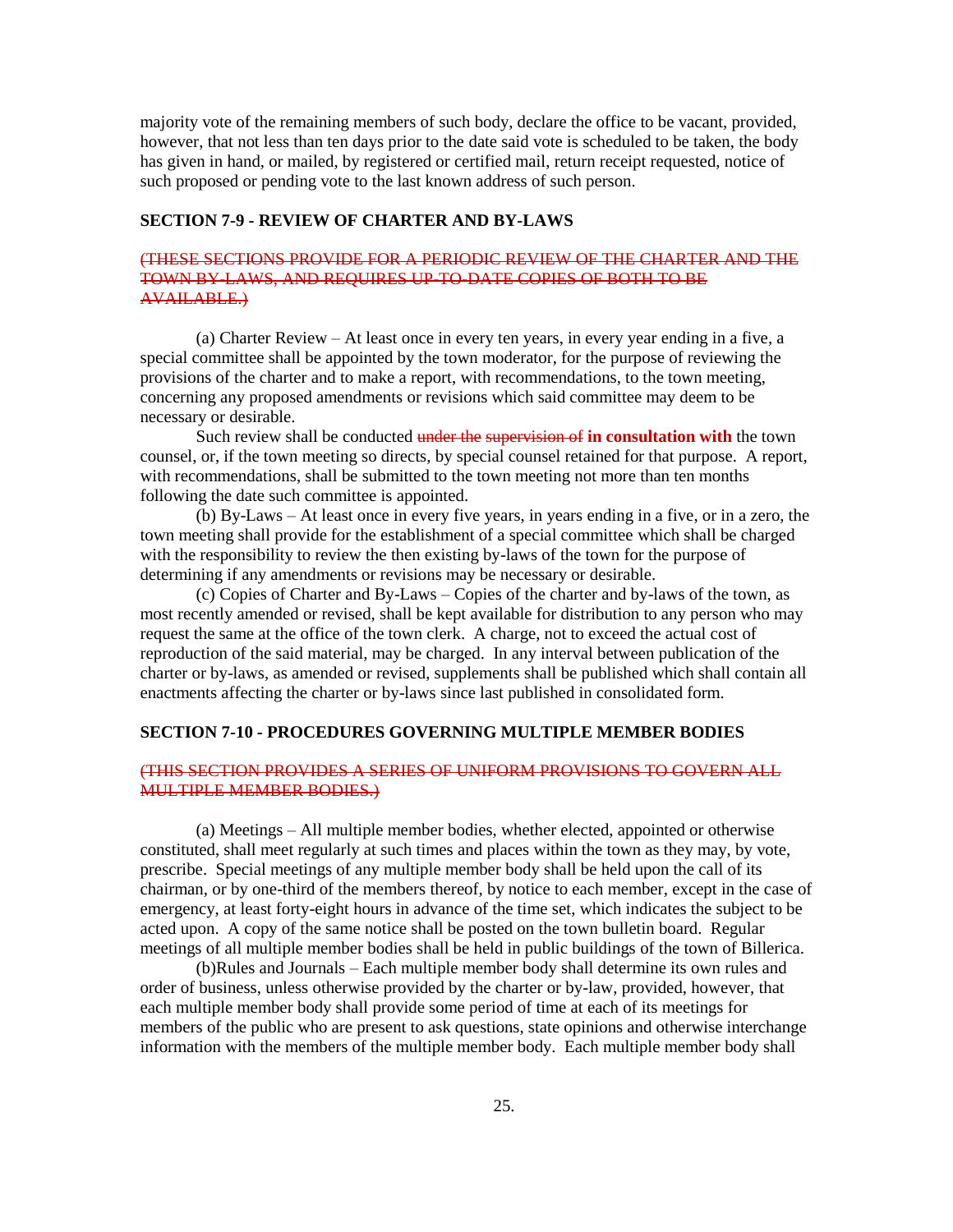majority vote of the remaining members of such body, declare the office to be vacant, provided, however, that not less than ten days prior to the date said vote is scheduled to be taken, the body has given in hand, or mailed, by registered or certified mail, return receipt requested, notice of such proposed or pending vote to the last known address of such person.

**SECTION 7-9 - REVIEW OF CHARTER AND BY-LAWS**

~~(THESE SECTIONS PROVIDE FOR A PERIODIC REVIEW OF THE CHARTER AND THE TOWN BY-LAWS, AND REQUIRES UP-TO-DATE COPIES OF BOTH TO BE AVAILABLE.)~~

(a) Charter Review – At least once in every ten years, in every year ending in a five, a special committee shall be appointed by the town moderator, for the purpose of reviewing the provisions of the charter and to make a report, with recommendations, to the town meeting, concerning any proposed amendments or revisions which said committee may deem to be necessary or desirable.

Such review shall be conducted ~~under the supervision of~~ **in consultation with** the town counsel, or, if the town meeting so directs, by special counsel retained for that purpose. A report, with recommendations, shall be submitted to the town meeting not more than ten months following the date such committee is appointed.

(b) By-Laws – At least once in every five years, in years ending in a five, or in a zero, the town meeting shall provide for the establishment of a special committee which shall be charged with the responsibility to review the then existing by-laws of the town for the purpose of determining if any amendments or revisions may be necessary or desirable.

(c) Copies of Charter and By-Laws – Copies of the charter and by-laws of the town, as most recently amended or revised, shall be kept available for distribution to any person who may request the same at the office of the town clerk. A charge, not to exceed the actual cost of reproduction of the said material, may be charged. In any interval between publication of the charter or by-laws, as amended or revised, supplements shall be published which shall contain all enactments affecting the charter or by-laws since last published in consolidated form.

**SECTION 7-10 - PROCEDURES GOVERNING MULTIPLE MEMBER BODIES**

~~(THIS SECTION PROVIDES A SERIES OF UNIFORM PROVISIONS TO GOVERN ALL MULTIPLE MEMBER BODIES.)~~

(a) Meetings – All multiple member bodies, whether elected, appointed or otherwise constituted, shall meet regularly at such times and places within the town as they may, by vote, prescribe. Special meetings of any multiple member body shall be held upon the call of its chairman, or by one-third of the members thereof, by notice to each member, except in the case of emergency, at least forty-eight hours in advance of the time set, which indicates the subject to be acted upon. A copy of the same notice shall be posted on the town bulletin board. Regular meetings of all multiple member bodies shall be held in public buildings of the town of Billerica.

(b)Rules and Journals – Each multiple member body shall determine its own rules and order of business, unless otherwise provided by the charter or by-law, provided, however, that each multiple member body shall provide some period of time at each of its meetings for members of the public who are present to ask questions, state opinions and otherwise interchange information with the members of the multiple member body. Each multiple member body shall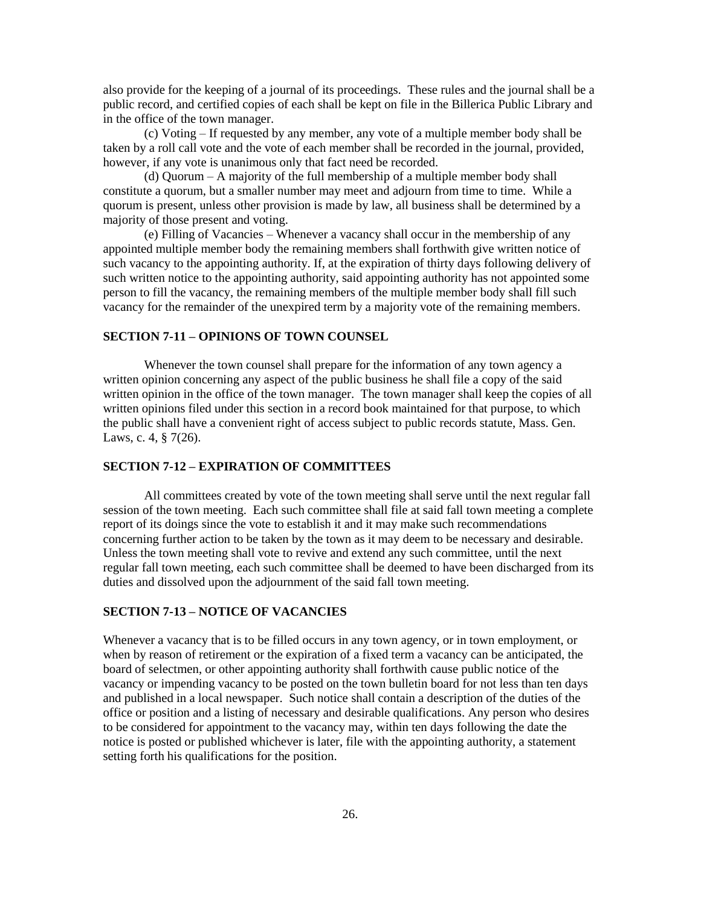also provide for the keeping of a journal of its proceedings. These rules and the journal shall be a public record, and certified copies of each shall be kept on file in the Billerica Public Library and in the office of the town manager.

(c) Voting – If requested by any member, any vote of a multiple member body shall be taken by a roll call vote and the vote of each member shall be recorded in the journal, provided, however, if any vote is unanimous only that fact need be recorded.

(d) Quorum – A majority of the full membership of a multiple member body shall constitute a quorum, but a smaller number may meet and adjourn from time to time. While a quorum is present, unless other provision is made by law, all business shall be determined by a majority of those present and voting.

(e) Filling of Vacancies – Whenever a vacancy shall occur in the membership of any appointed multiple member body the remaining members shall forthwith give written notice of such vacancy to the appointing authority. If, at the expiration of thirty days following delivery of such written notice to the appointing authority, said appointing authority has not appointed some person to fill the vacancy, the remaining members of the multiple member body shall fill such vacancy for the remainder of the unexpired term by a majority vote of the remaining members.

## SECTION 7-11 – OPINIONS OF TOWN COUNSEL

Whenever the town counsel shall prepare for the information of any town agency a written opinion concerning any aspect of the public business he shall file a copy of the said written opinion in the office of the town manager. The town manager shall keep the copies of all written opinions filed under this section in a record book maintained for that purpose, to which the public shall have a convenient right of access subject to public records statute, Mass. Gen. Laws, c. 4, § 7(26).

## SECTION 7-12 – EXPIRATION OF COMMITTEES

All committees created by vote of the town meeting shall serve until the next regular fall session of the town meeting. Each such committee shall file at said fall town meeting a complete report of its doings since the vote to establish it and it may make such recommendations concerning further action to be taken by the town as it may deem to be necessary and desirable. Unless the town meeting shall vote to revive and extend any such committee, until the next regular fall town meeting, each such committee shall be deemed to have been discharged from its duties and dissolved upon the adjournment of the said fall town meeting.

## SECTION 7-13 – NOTICE OF VACANCIES

Whenever a vacancy that is to be filled occurs in any town agency, or in town employment, or when by reason of retirement or the expiration of a fixed term a vacancy can be anticipated, the board of selectmen, or other appointing authority shall forthwith cause public notice of the vacancy or impending vacancy to be posted on the town bulletin board for not less than ten days and published in a local newspaper. Such notice shall contain a description of the duties of the office or position and a listing of necessary and desirable qualifications. Any person who desires to be considered for appointment to the vacancy may, within ten days following the date the notice is posted or published whichever is later, file with the appointing authority, a statement setting forth his qualifications for the position.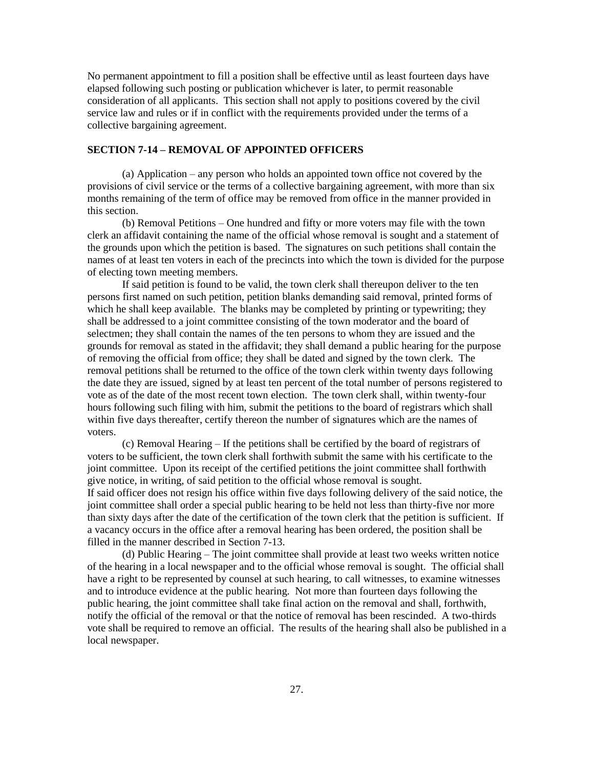No permanent appointment to fill a position shall be effective until as least fourteen days have elapsed following such posting or publication whichever is later, to permit reasonable consideration of all applicants. This section shall not apply to positions covered by the civil service law and rules or if in conflict with the requirements provided under the terms of a collective bargaining agreement.

### SECTION 7-14 – REMOVAL OF APPOINTED OFFICERS

(a) Application – any person who holds an appointed town office not covered by the provisions of civil service or the terms of a collective bargaining agreement, with more than six months remaining of the term of office may be removed from office in the manner provided in this section.

(b) Removal Petitions – One hundred and fifty or more voters may file with the town clerk an affidavit containing the name of the official whose removal is sought and a statement of the grounds upon which the petition is based. The signatures on such petitions shall contain the names of at least ten voters in each of the precincts into which the town is divided for the purpose of electing town meeting members.

If said petition is found to be valid, the town clerk shall thereupon deliver to the ten persons first named on such petition, petition blanks demanding said removal, printed forms of which he shall keep available. The blanks may be completed by printing or typewriting; they shall be addressed to a joint committee consisting of the town moderator and the board of selectmen; they shall contain the names of the ten persons to whom they are issued and the grounds for removal as stated in the affidavit; they shall demand a public hearing for the purpose of removing the official from office; they shall be dated and signed by the town clerk. The removal petitions shall be returned to the office of the town clerk within twenty days following the date they are issued, signed by at least ten percent of the total number of persons registered to vote as of the date of the most recent town election. The town clerk shall, within twenty-four hours following such filing with him, submit the petitions to the board of registrars which shall within five days thereafter, certify thereon the number of signatures which are the names of voters.

(c) Removal Hearing – If the petitions shall be certified by the board of registrars of voters to be sufficient, the town clerk shall forthwith submit the same with his certificate to the joint committee. Upon its receipt of the certified petitions the joint committee shall forthwith give notice, in writing, of said petition to the official whose removal is sought.
If said officer does not resign his office within five days following delivery of the said notice, the joint committee shall order a special public hearing to be held not less than thirty-five nor more than sixty days after the date of the certification of the town clerk that the petition is sufficient. If a vacancy occurs in the office after a removal hearing has been ordered, the position shall be filled in the manner described in Section 7-13.

(d) Public Hearing – The joint committee shall provide at least two weeks written notice of the hearing in a local newspaper and to the official whose removal is sought. The official shall have a right to be represented by counsel at such hearing, to call witnesses, to examine witnesses and to introduce evidence at the public hearing. Not more than fourteen days following the public hearing, the joint committee shall take final action on the removal and shall, forthwith, notify the official of the removal or that the notice of removal has been rescinded. A two-thirds vote shall be required to remove an official. The results of the hearing shall also be published in a local newspaper.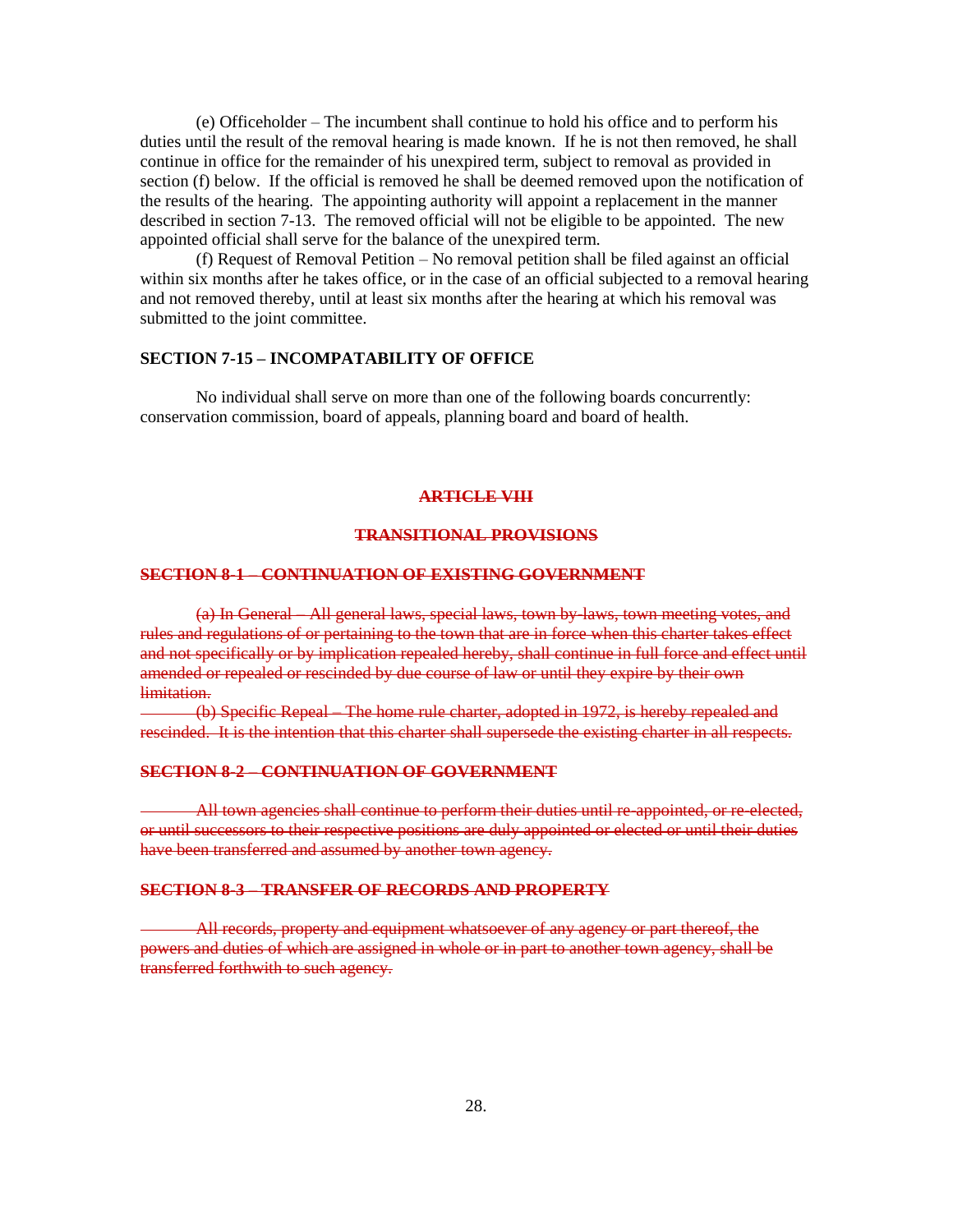(e) Officeholder – The incumbent shall continue to hold his office and to perform his duties until the result of the removal hearing is made known. If he is not then removed, he shall continue in office for the remainder of his unexpired term, subject to removal as provided in section (f) below. If the official is removed he shall be deemed removed upon the notification of the results of the hearing. The appointing authority will appoint a replacement in the manner described in section 7-13. The removed official will not be eligible to be appointed. The new appointed official shall serve for the balance of the unexpired term.

(f) Request of Removal Petition – No removal petition shall be filed against an official within six months after he takes office, or in the case of an official subjected to a removal hearing and not removed thereby, until at least six months after the hearing at which his removal was submitted to the joint committee.

**SECTION 7-15 – INCOMPATABILITY OF OFFICE**

No individual shall serve on more than one of the following boards concurrently: conservation commission, board of appeals, planning board and board of health.

## ~~ARTICLE VIII~~

## ~~TRANSITIONAL PROVISIONS~~

**~~SECTION 8-1 – CONTINUATION OF EXISTING GOVERNMENT~~**

~~(a) In General – All general laws, special laws, town by-laws, town meeting votes, and rules and regulations of or pertaining to the town that are in force when this charter takes effect and not specifically or by implication repealed hereby, shall continue in full force and effect until amended or repealed or rescinded by due course of law or until they expire by their own limitation.~~

~~(b) Specific Repeal – The home rule charter, adopted in 1972, is hereby repealed and rescinded. It is the intention that this charter shall supersede the existing charter in all respects.~~

**~~SECTION 8-2 – CONTINUATION OF GOVERNMENT~~**

~~All town agencies shall continue to perform their duties until re-appointed, or re-elected, or until successors to their respective positions are duly appointed or elected or until their duties have been transferred and assumed by another town agency.~~

**~~SECTION 8-3 – TRANSFER OF RECORDS AND PROPERTY~~**

~~All records, property and equipment whatsoever of any agency or part thereof, the powers and duties of which are assigned in whole or in part to another town agency, shall be transferred forthwith to such agency.~~